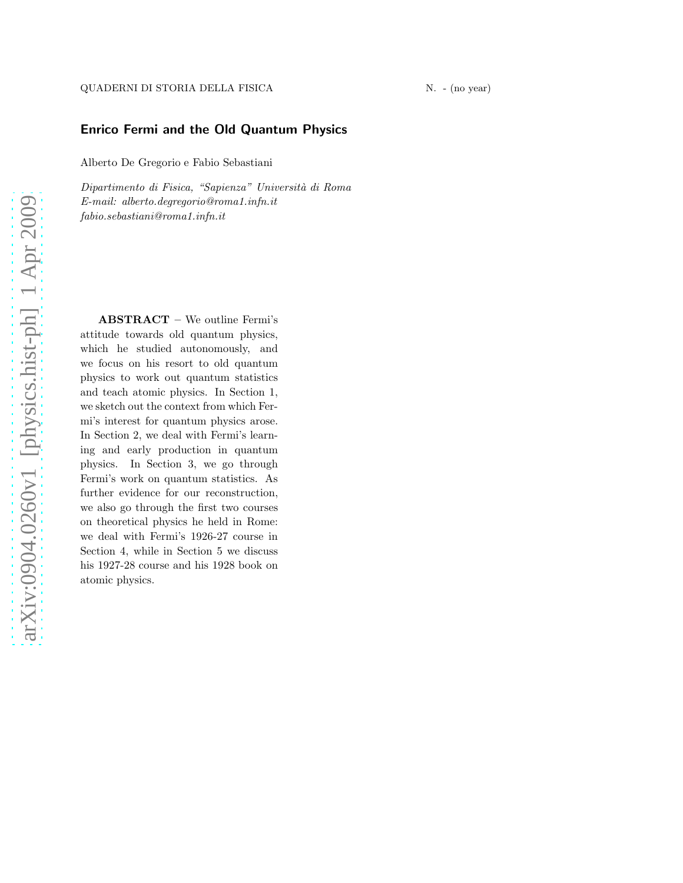# Enrico Fermi and the Old Quantum Physics

Alberto De Gregorio e Fabio Sebastiani

*Dipartimento di Fisica, "Sapienza" Università di Roma*
*E-mail: alberto.degregorio@roma1.infn.it*
*fabio.sebastiani@roma1.infn.it*

**ABSTRACT** – We outline Fermi's attitude towards old quantum physics, which he studied autonomously, and we focus on his resort to old quantum physics to work out quantum statistics and teach atomic physics. In Section 1, we sketch out the context from which Fermi's interest for quantum physics arose. In Section 2, we deal with Fermi's learning and early production in quantum physics. In Section 3, we go through Fermi's work on quantum statistics. As further evidence for our reconstruction, we also go through the first two courses on theoretical physics he held in Rome: we deal with Fermi's 1926-27 course in Section 4, while in Section 5 we discuss his 1927-28 course and his 1928 book on atomic physics.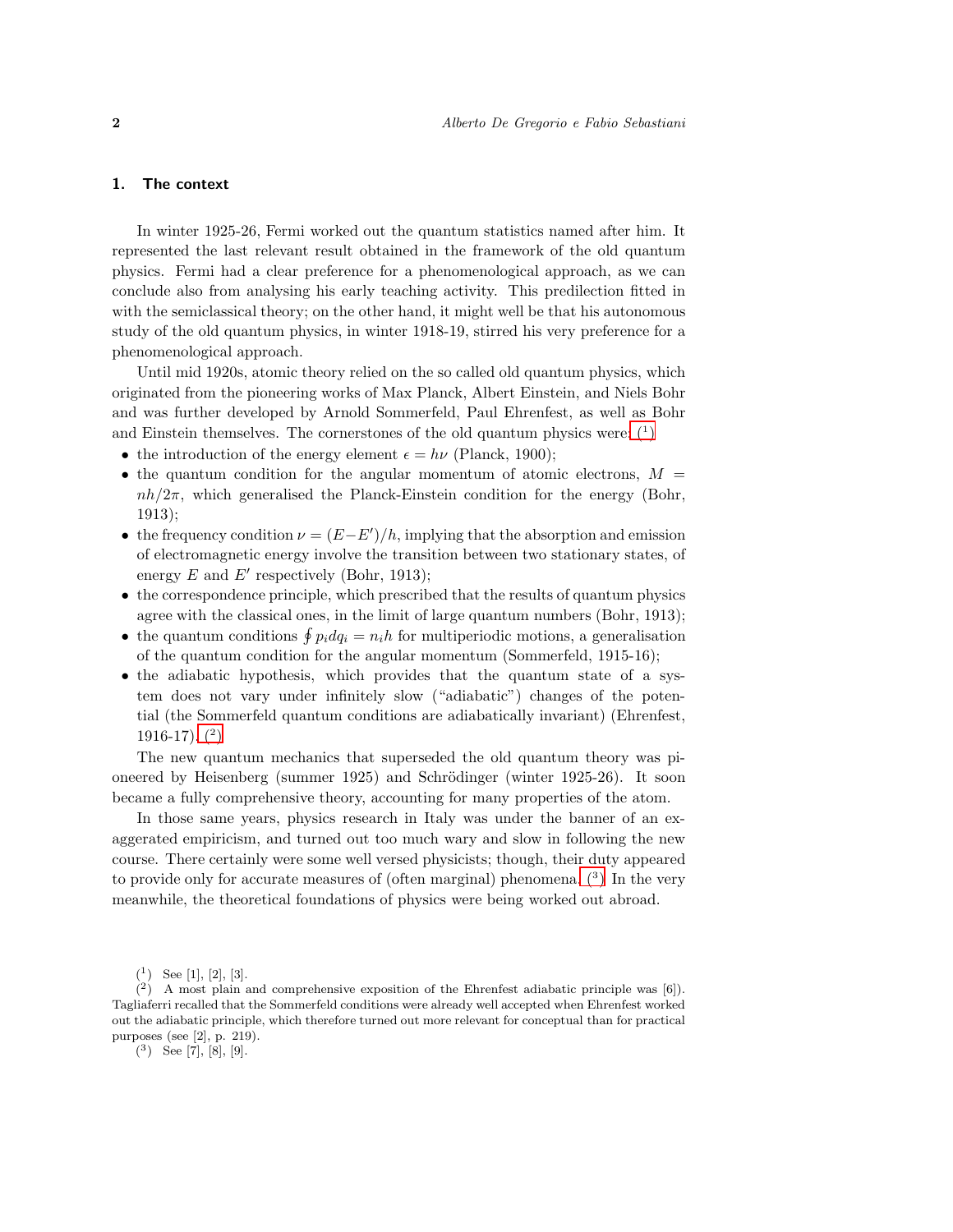## 1. The context

In winter 1925-26, Fermi worked out the quantum statistics named after him. It represented the last relevant result obtained in the framework of the old quantum physics. Fermi had a clear preference for a phenomenological approach, as we can conclude also from analysing his early teaching activity. This predilection fitted in with the semiclassical theory; on the other hand, it might well be that his autonomous study of the old quantum physics, in winter 1918-19, stirred his very preference for a phenomenological approach.

Until mid 1920s, atomic theory relied on the so called old quantum physics, which originated from the pioneering works of Max Planck, Albert Einstein, and Niels Bohr and was further developed by Arnold Sommerfeld, Paul Ehrenfest, as well as Bohr and Einstein themselves. The cornerstones of the old quantum physics were: (1)

- the introduction of the energy element $\epsilon = h\nu$ (Planck, 1900);
- the quantum condition for the angular momentum of atomic electrons, $M = nh/2\pi$, which generalised the Planck-Einstein condition for the energy (Bohr, 1913);
- the frequency condition $\nu = (E - E')/h$, implying that the absorption and emission of electromagnetic energy involve the transition between two stationary states, of energy $E$ and $E'$ respectively (Bohr, 1913);
- the correspondence principle, which prescribed that the results of quantum physics agree with the classical ones, in the limit of large quantum numbers (Bohr, 1913);
- the quantum conditions $\oint p_i dq_i = n_i h$ for multiperiodic motions, a generalisation of the quantum condition for the angular momentum (Sommerfeld, 1915-16);
- the adiabatic hypothesis, which provides that the quantum state of a system does not vary under infinitely slow ("adiabatic") changes of the potential (the Sommerfeld quantum conditions are adiabatically invariant) (Ehrenfest, 1916-17). (2)

The new quantum mechanics that superseded the old quantum theory was pioneered by Heisenberg (summer 1925) and Schrödinger (winter 1925-26). It soon became a fully comprehensive theory, accounting for many properties of the atom.

In those same years, physics research in Italy was under the banner of an exaggerated empiricism, and turned out too much wary and slow in following the new course. There certainly were some well versed physicists; though, their duty appeared to provide only for accurate measures of (often marginal) phenomena. (3) In the very meanwhile, the theoretical foundations of physics were being worked out abroad.

(1) See [1], [2], [3].

(2) A most plain and comprehensive exposition of the Ehrenfest adiabatic principle was [6]). Tagliaferri recalled that the Sommerfeld conditions were already well accepted when Ehrenfest worked out the adiabatic principle, which therefore turned out more relevant for conceptual than for practical purposes (see [2], p. 219).

(3) See [7], [8], [9].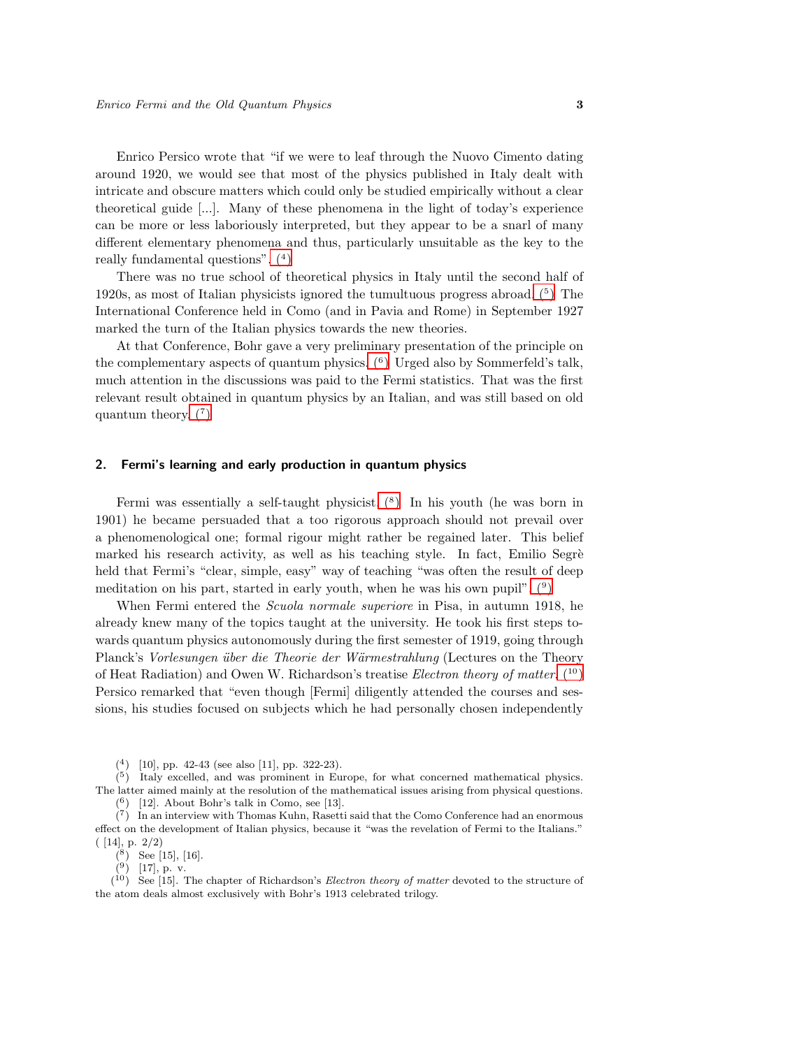Enrico Persico wrote that “if we were to leaf through the Nuovo Cimento dating around 1920, we would see that most of the physics published in Italy dealt with intricate and obscure matters which could only be studied empirically without a clear theoretical guide [...]. Many of these phenomena in the light of today’s experience can be more or less laboriously interpreted, but they appear to be a snarl of many different elementary phenomena and thus, particularly unsuitable as the key to the really fundamental questions”. (4)

There was no true school of theoretical physics in Italy until the second half of 1920s, as most of Italian physicists ignored the tumultuous progress abroad. (5) The International Conference held in Como (and in Pavia and Rome) in September 1927 marked the turn of the Italian physics towards the new theories.

At that Conference, Bohr gave a very preliminary presentation of the principle on the complementary aspects of quantum physics. (6) Urged also by Sommerfeld’s talk, much attention in the discussions was paid to the Fermi statistics. That was the first relevant result obtained in quantum physics by an Italian, and was still based on old quantum theory. (7)

## 2. Fermi’s learning and early production in quantum physics

Fermi was essentially a self-taught physicist. (8) In his youth (he was born in 1901) he became persuaded that a too rigorous approach should not prevail over a phenomenological one; formal rigour might rather be regained later. This belief marked his research activity, as well as his teaching style. In fact, Emilio Segrè held that Fermi’s “clear, simple, easy” way of teaching “was often the result of deep meditation on his part, started in early youth, when he was his own pupil”. (9)

When Fermi entered the *Scuola normale superiore* in Pisa, in autumn 1918, he already knew many of the topics taught at the university. He took his first steps towards quantum physics autonomously during the first semester of 1919, going through Planck’s *Vorlesungen über die Theorie der Wärmestrahlung* (Lectures on the Theory of Heat Radiation) and Owen W. Richardson’s treatise *Electron theory of matter*. (10) Persico remarked that “even though [Fermi] diligently attended the courses and sessions, his studies focused on subjects which he had personally chosen independently

---

(4) [10], pp. 42-43 (see also [11], pp. 322-23).

(5) Italy excelled, and was prominent in Europe, for what concerned mathematical physics. The latter aimed mainly at the resolution of the mathematical issues arising from physical questions.

(6) [12]. About Bohr’s talk in Como, see [13].

(7) In an interview with Thomas Kuhn, Rasetti said that the Como Conference had an enormous effect on the development of Italian physics, because it “was the revelation of Fermi to the Italians.” ( [14], p. 2/2)

(8) See [15], [16].

(9) [17], p. v.

(10) See [15]. The chapter of Richardson’s *Electron theory of matter* devoted to the structure of the atom deals almost exclusively with Bohr’s 1913 celebrated trilogy.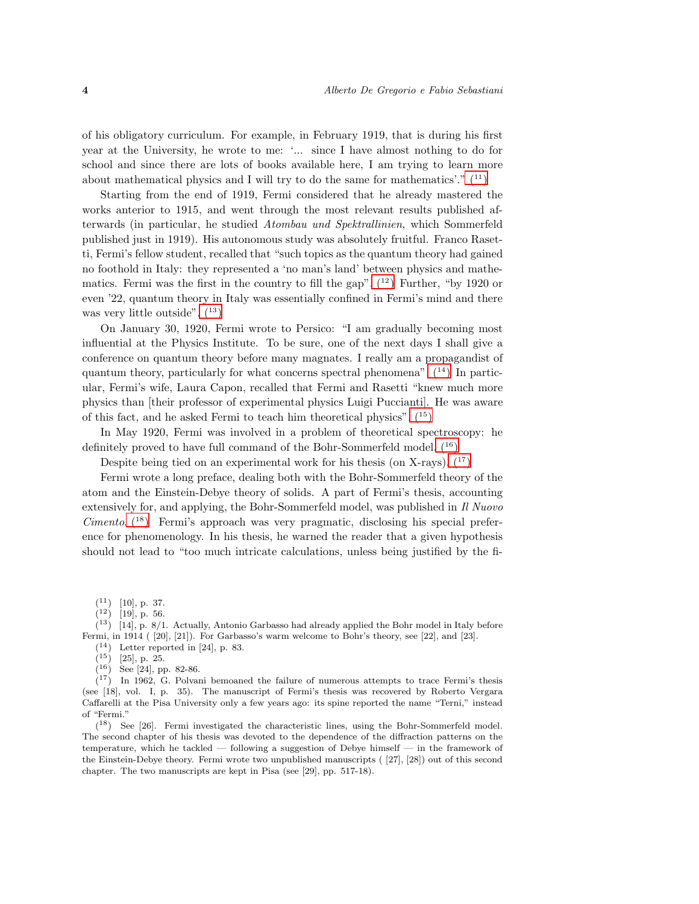of his obligatory curriculum. For example, in February 1919, that is during his first year at the University, he wrote to me: '... since I have almost nothing to do for school and since there are lots of books available here, I am trying to learn more about mathematical physics and I will try to do the same for mathematics'." (11)

Starting from the end of 1919, Fermi considered that he already mastered the works anterior to 1915, and went through the most relevant results published afterwards (in particular, he studied *Atombau und Spektrallinien*, which Sommerfeld published just in 1919). His autonomous study was absolutely fruitful. Franco Rasetti, Fermi's fellow student, recalled that "such topics as the quantum theory had gained no foothold in Italy: they represented a 'no man's land' between physics and mathematics. Fermi was the first in the country to fill the gap". (12) Further, "by 1920 or even '22, quantum theory in Italy was essentially confined in Fermi's mind and there was very little outside". (13)

On January 30, 1920, Fermi wrote to Persico: "I am gradually becoming most influential at the Physics Institute. To be sure, one of the next days I shall give a conference on quantum theory before many magnates. I really am a propagandist of quantum theory, particularly for what concerns spectral phenomena". (14) In particular, Fermi's wife, Laura Capon, recalled that Fermi and Rasetti "knew much more physics than [their professor of experimental physics Luigi Puccianti]. He was aware of this fact, and he asked Fermi to teach him theoretical physics". (15)

In May 1920, Fermi was involved in a problem of theoretical spectroscopy: he definitely proved to have full command of the Bohr-Sommerfeld model. (16)

Despite being tied on an experimental work for his thesis (on X-rays), (17)

Fermi wrote a long preface, dealing both with the Bohr-Sommerfeld theory of the atom and the Einstein-Debye theory of solids. A part of Fermi's thesis, accounting extensively for, and applying, the Bohr-Sommerfeld model, was published in *Il Nuovo Cimento*. (18) Fermi's approach was very pragmatic, disclosing his special preference for phenomenology. In his thesis, he warned the reader that a given hypothesis should not lead to "too much intricate calculations, unless being justified by the fi-

(11) [10], p. 37.

(12) [19], p. 56.

(13) [14], p. 8/1. Actually, Antonio Garbasso had already applied the Bohr model in Italy before Fermi, in 1914 ( [20], [21]). For Garbasso's warm welcome to Bohr's theory, see [22], and [23].

(14) Letter reported in [24], p. 83.

(15) [25], p. 25.

(16) See [24], pp. 82-86.

(17) In 1962, G. Polvani bemoaned the failure of numerous attempts to trace Fermi's thesis (see [18], vol. I, p. 35). The manuscript of Fermi's thesis was recovered by Roberto Vergara Caffarelli at the Pisa University only a few years ago: its spine reported the name "Terni," instead of "Fermi."

(18) See [26]. Fermi investigated the characteristic lines, using the Bohr-Sommerfeld model. The second chapter of his thesis was devoted to the dependence of the diffraction patterns on the temperature, which he tackled — following a suggestion of Debye himself — in the framework of the Einstein-Debye theory. Fermi wrote two unpublished manuscripts ( [27], [28]) out of this second chapter. The two manuscripts are kept in Pisa (see [29], pp. 517-18).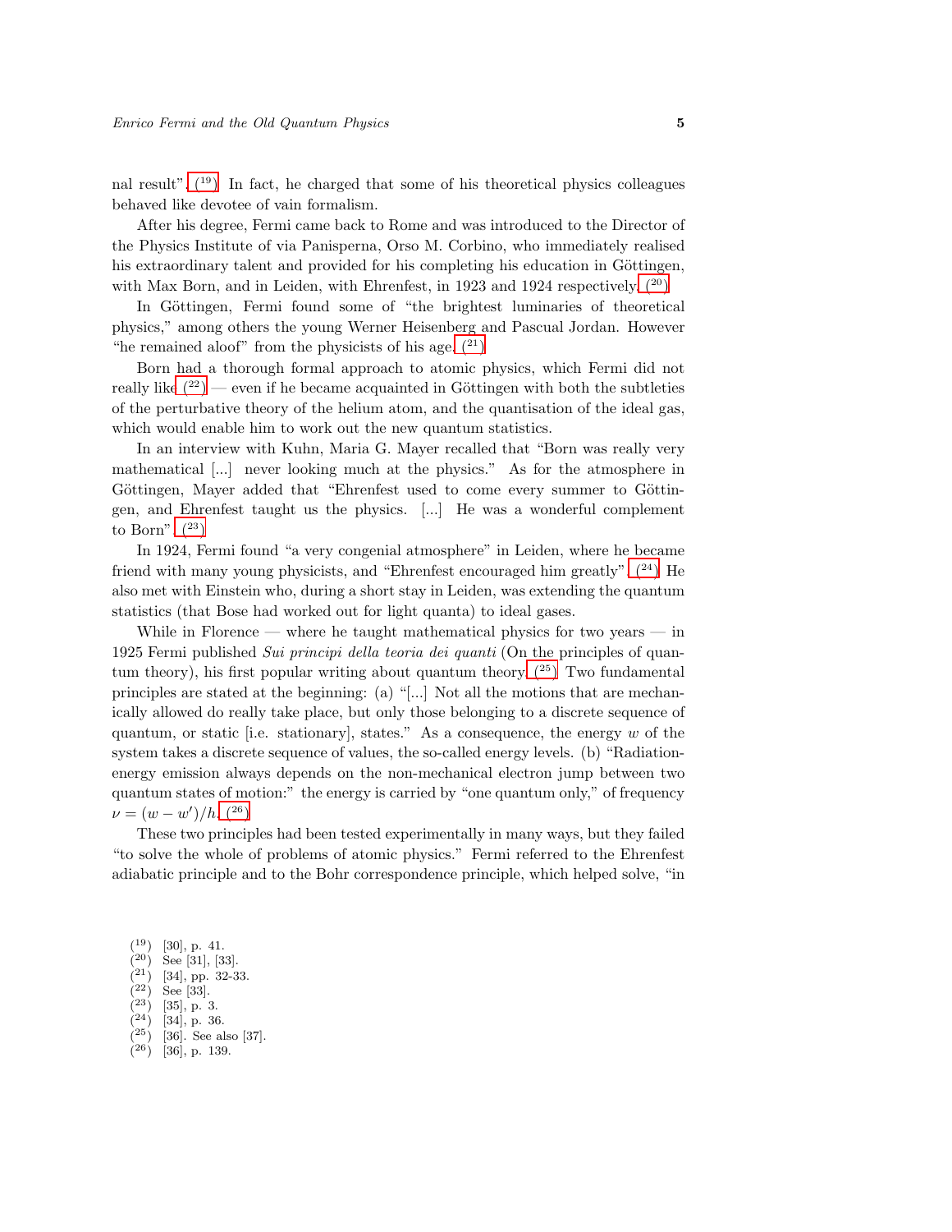nal result". [19] In fact, he charged that some of his theoretical physics colleagues behaved like devotee of vain formalism.

After his degree, Fermi came back to Rome and was introduced to the Director of the Physics Institute of via Panisperna, Orso M. Corbino, who immediately realised his extraordinary talent and provided for his completing his education in Göttingen, with Max Born, and in Leiden, with Ehrenfest, in 1923 and 1924 respectively. [20]

In Göttingen, Fermi found some of "the brightest luminaries of theoretical physics," among others the young Werner Heisenberg and Pascual Jordan. However "he remained aloof" from the physicists of his age. [21]

Born had a thorough formal approach to atomic physics, which Fermi did not really like [22] — even if he became acquainted in Göttingen with both the subtleties of the perturbative theory of the helium atom, and the quantisation of the ideal gas, which would enable him to work out the new quantum statistics.

In an interview with Kuhn, Maria G. Mayer recalled that "Born was really very mathematical [...] never looking much at the physics." As for the atmosphere in Göttingen, Mayer added that "Ehrenfest used to come every summer to Göttingen, and Ehrenfest taught us the physics. [...] He was a wonderful complement to Born". [23]

In 1924, Fermi found "a very congenial atmosphere" in Leiden, where he became friend with many young physicists, and "Ehrenfest encouraged him greatly". [24] He also met with Einstein who, during a short stay in Leiden, was extending the quantum statistics (that Bose had worked out for light quanta) to ideal gases.

While in Florence — where he taught mathematical physics for two years — in 1925 Fermi published *Sui principi della teoria dei quanti* (On the principles of quantum theory), his first popular writing about quantum theory. [25] Two fundamental principles are stated at the beginning: (a) "[...] Not all the motions that are mechanically allowed do really take place, but only those belonging to a discrete sequence of quantum, or static [i.e. stationary], states." As a consequence, the energy $w$ of the system takes a discrete sequence of values, the so-called energy levels. (b) "Radiation-energy emission always depends on the non-mechanical electron jump between two quantum states of motion:" the energy is carried by "one quantum only," of frequency $\nu = (w - w')/h$. [26]

These two principles had been tested experimentally in many ways, but they failed "to solve the whole of problems of atomic physics." Fermi referred to the Ehrenfest adiabatic principle and to the Bohr correspondence principle, which helped solve, "in

---

[19] [30], p. 41.
[20] See [31], [33].
[21] [34], pp. 32-33.
[22] See [33].
[23] [35], p. 3.
[24] [34], p. 36.
[25] [36]. See also [37].
[26] [36], p. 139.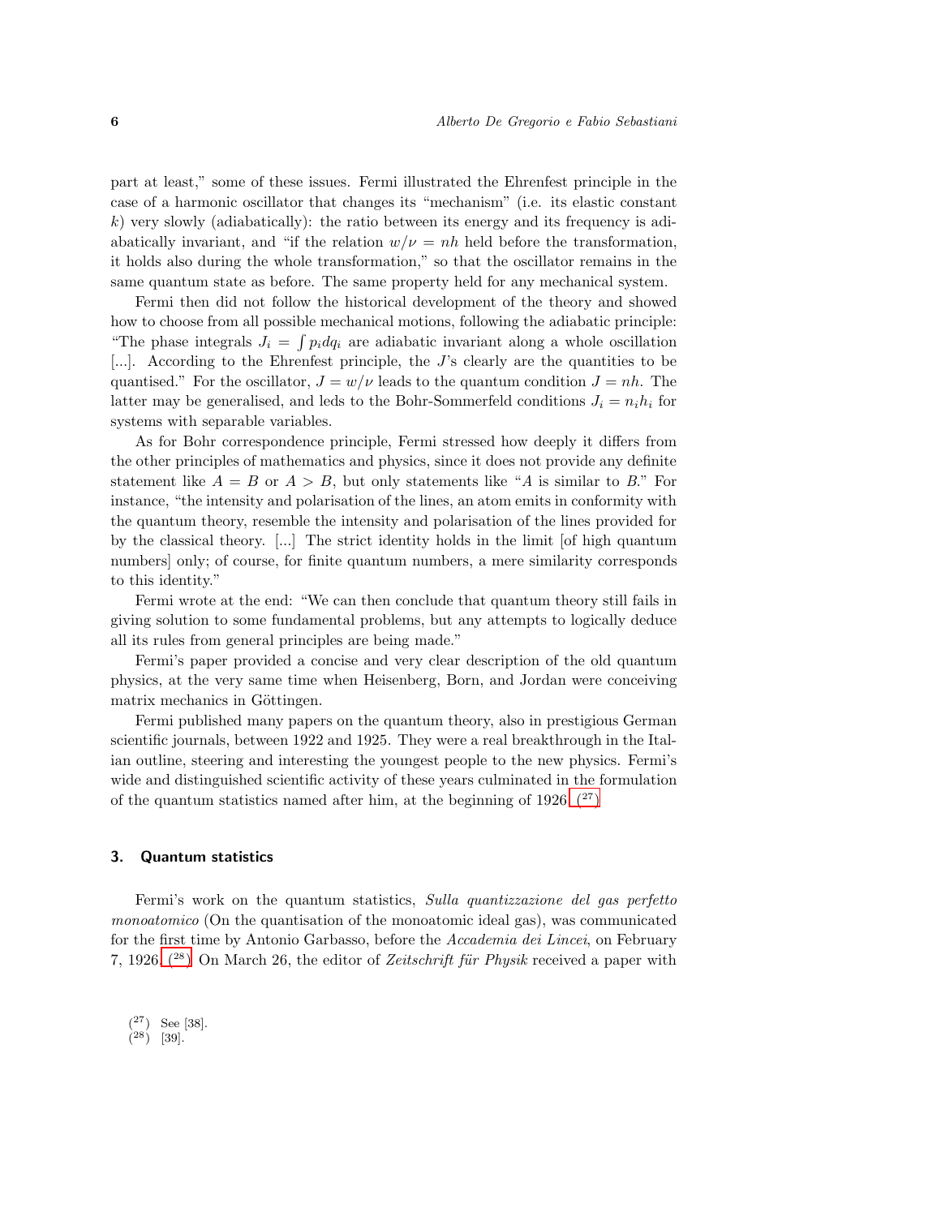part at least," some of these issues. Fermi illustrated the Ehrenfest principle in the case of a harmonic oscillator that changes its "mechanism" (i.e. its elastic constant $k$) very slowly (adiabatically): the ratio between its energy and its frequency is adiabatically invariant, and "if the relation $w/\nu = nh$ held before the transformation, it holds also during the whole transformation," so that the oscillator remains in the same quantum state as before. The same property held for any mechanical system.

Fermi then did not follow the historical development of the theory and showed how to choose from all possible mechanical motions, following the adiabatic principle: "The phase integrals $J_i = \int p_i dq_i$ are adiabatic invariant along a whole oscillation [...]. According to the Ehrenfest principle, the $J$'s clearly are the quantities to be quantised." For the oscillator, $J = w/\nu$ leads to the quantum condition $J = nh$. The latter may be generalised, and leds to the Bohr-Sommerfeld conditions $J_i = n_i h_i$ for systems with separable variables.

As for Bohr correspondence principle, Fermi stressed how deeply it differs from the other principles of mathematics and physics, since it does not provide any definite statement like $A = B$ or $A > B$, but only statements like "$A$ is similar to $B$." For instance, "the intensity and polarisation of the lines, an atom emits in conformity with the quantum theory, resemble the intensity and polarisation of the lines provided for by the classical theory. [...] The strict identity holds in the limit [of high quantum numbers] only; of course, for finite quantum numbers, a mere similarity corresponds to this identity."

Fermi wrote at the end: "We can then conclude that quantum theory still fails in giving solution to some fundamental problems, but any attempts to logically deduce all its rules from general principles are being made."

Fermi's paper provided a concise and very clear description of the old quantum physics, at the very same time when Heisenberg, Born, and Jordan were conceiving matrix mechanics in Göttingen.

Fermi published many papers on the quantum theory, also in prestigious German scientific journals, between 1922 and 1925. They were a real breakthrough in the Italian outline, steering and interesting the youngest people to the new physics. Fermi's wide and distinguished scientific activity of these years culminated in the formulation of the quantum statistics named after him, at the beginning of 1926. (27)

## 3. Quantum statistics

Fermi's work on the quantum statistics, *Sulla quantizzazione del gas perfetto monoatomico* (On the quantisation of the monoatomic ideal gas), was communicated for the first time by Antonio Garbasso, before the *Accademia dei Lincei*, on February 7, 1926. (28) On March 26, the editor of *Zeitschrift für Physik* received a paper with

(27) See [38].
(28) [39].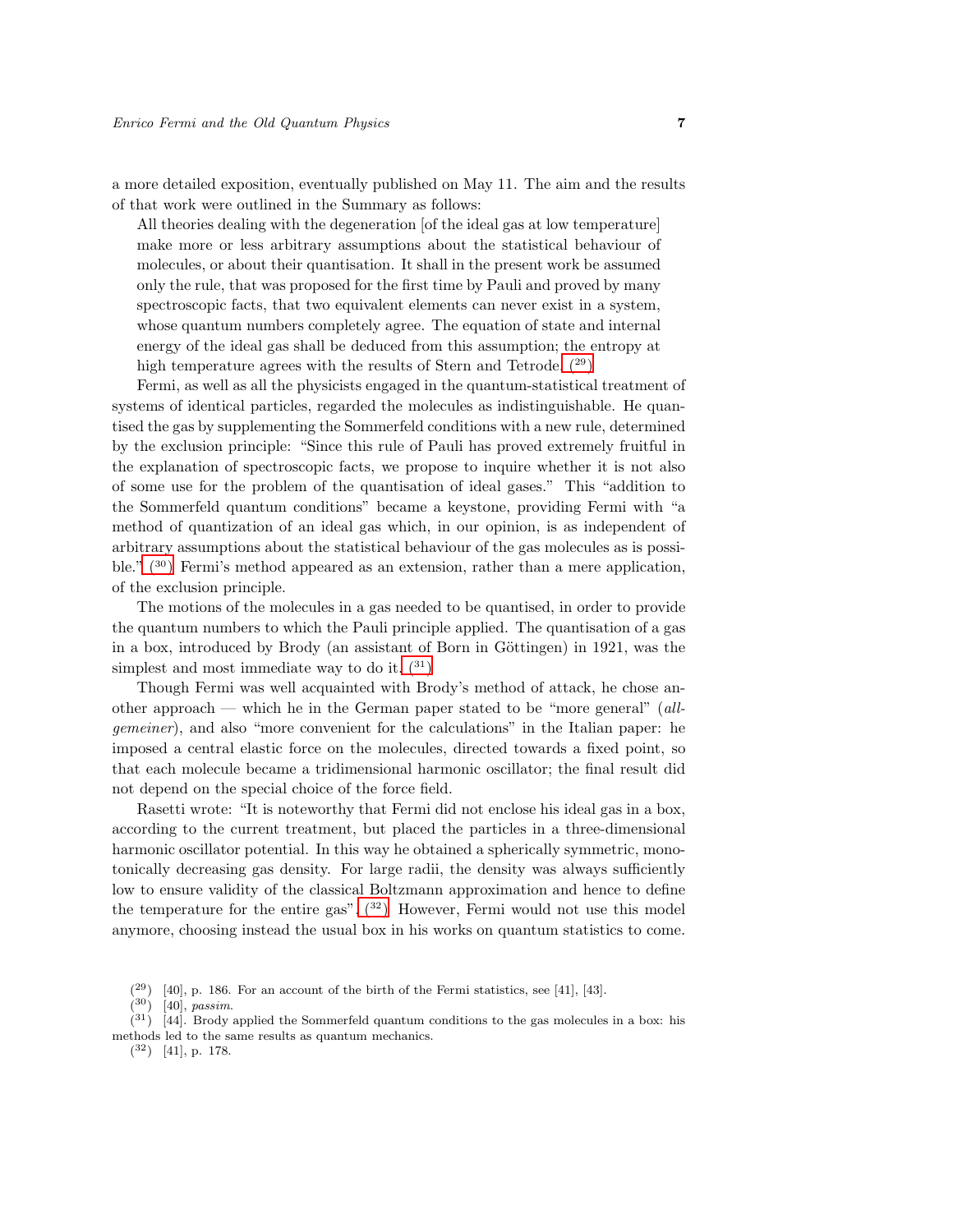a more detailed exposition, eventually published on May 11. The aim and the results of that work were outlined in the Summary as follows:

> All theories dealing with the degeneration [of the ideal gas at low temperature] make more or less arbitrary assumptions about the statistical behaviour of molecules, or about their quantisation. It shall in the present work be assumed only the rule, that was proposed for the first time by Pauli and proved by many spectroscopic facts, that two equivalent elements can never exist in a system, whose quantum numbers completely agree. The equation of state and internal energy of the ideal gas shall be deduced from this assumption; the entropy at high temperature agrees with the results of Stern and Tetrode. (29)

Fermi, as well as all the physicists engaged in the quantum-statistical treatment of systems of identical particles, regarded the molecules as indistinguishable. He quantised the gas by supplementing the Sommerfeld conditions with a new rule, determined by the exclusion principle: "Since this rule of Pauli has proved extremely fruitful in the explanation of spectroscopic facts, we propose to inquire whether it is not also of some use for the problem of the quantisation of ideal gases." This "addition to the Sommerfeld quantum conditions" became a keystone, providing Fermi with "a method of quantization of an ideal gas which, in our opinion, is as independent of arbitrary assumptions about the statistical behaviour of the gas molecules as is possible." (30) Fermi's method appeared as an extension, rather than a mere application, of the exclusion principle.

The motions of the molecules in a gas needed to be quantised, in order to provide the quantum numbers to which the Pauli principle applied. The quantisation of a gas in a box, introduced by Brody (an assistant of Born in Göttingen) in 1921, was the simplest and most immediate way to do it. (31)

Though Fermi was well acquainted with Brody's method of attack, he chose another approach — which he in the German paper stated to be "more general" (*allgemeiner*), and also "more convenient for the calculations" in the Italian paper: he imposed a central elastic force on the molecules, directed towards a fixed point, so that each molecule became a tridimensional harmonic oscillator; the final result did not depend on the special choice of the force field.

Rasetti wrote: "It is noteworthy that Fermi did not enclose his ideal gas in a box, according to the current treatment, but placed the particles in a three-dimensional harmonic oscillator potential. In this way he obtained a spherically symmetric, monotonically decreasing gas density. For large radii, the density was always sufficiently low to ensure validity of the classical Boltzmann approximation and hence to define the temperature for the entire gas". (32) However, Fermi would not use this model anymore, choosing instead the usual box in his works on quantum statistics to come.

---

(29) [40], p. 186. For an account of the birth of the Fermi statistics, see [41], [43].

(30) [40], *passim*.

(31) [44]. Brody applied the Sommerfeld quantum conditions to the gas molecules in a box: his methods led to the same results as quantum mechanics.

(32) [41], p. 178.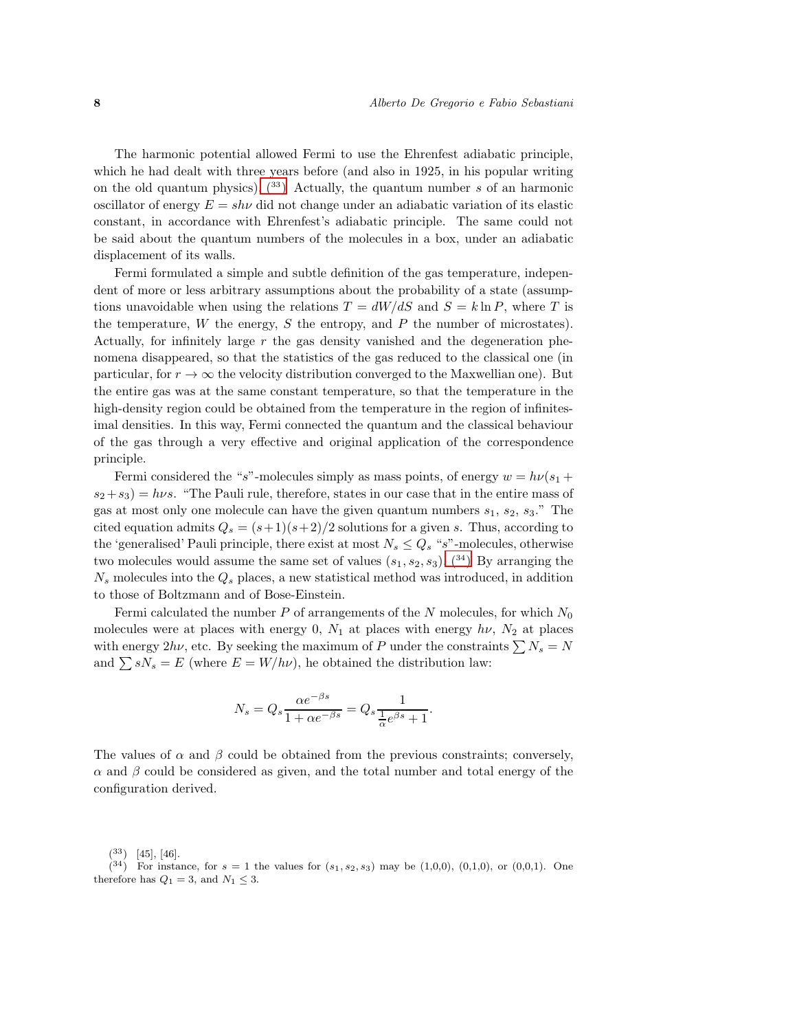The harmonic potential allowed Fermi to use the Ehrenfest adiabatic principle, which he had dealt with three years before (and also in 1925, in his popular writing on the old quantum physics).[33] Actually, the quantum number $s$ of an harmonic oscillator of energy $E = sh\nu$ did not change under an adiabatic variation of its elastic constant, in accordance with Ehrenfest's adiabatic principle. The same could not be said about the quantum numbers of the molecules in a box, under an adiabatic displacement of its walls.

Fermi formulated a simple and subtle definition of the gas temperature, independent of more or less arbitrary assumptions about the probability of a state (assumptions unavoidable when using the relations $T = dW/dS$ and $S = k \ln P$, where $T$ is the temperature, $W$ the energy, $S$ the entropy, and $P$ the number of microstates). Actually, for infinitely large $r$ the gas density vanished and the degeneration phenomena disappeared, so that the statistics of the gas reduced to the classical one (in particular, for $r \to \infty$ the velocity distribution converged to the Maxwellian one). But the entire gas was at the same constant temperature, so that the temperature in the high-density region could be obtained from the temperature in the region of infinitesimal densities. In this way, Fermi connected the quantum and the classical behaviour of the gas through a very effective and original application of the correspondence principle.

Fermi considered the "$s$"-molecules simply as mass points, of energy $w = h\nu(s_1 + s_2 + s_3) = h\nu s$. "The Pauli rule, therefore, states in our case that in the entire mass of gas at most only one molecule can have the given quantum numbers $s_1$, $s_2$, $s_3$." The cited equation admits $Q_s = (s+1)(s+2)/2$ solutions for a given $s$. Thus, according to the 'generalised' Pauli principle, there exist at most $N_s \le Q_s$ "$s$"-molecules, otherwise two molecules would assume the same set of values $(s_1, s_2, s_3)$.[34] By arranging the $N_s$ molecules into the $Q_s$ places, a new statistical method was introduced, in addition to those of Boltzmann and of Bose-Einstein.

Fermi calculated the number $P$ of arrangements of the $N$ molecules, for which $N_0$ molecules were at places with energy 0, $N_1$ at places with energy $h\nu$, $N_2$ at places with energy $2h\nu$, etc. By seeking the maximum of $P$ under the constraints $\sum N_s = N$ and $\sum sN_s = E$ (where $E = W/h\nu$), he obtained the distribution law:

$$N_s = Q_s \frac{\alpha e^{-\beta s}}{1 + \alpha e^{-\beta s}} = Q_s \frac{1}{\frac{1}{\alpha} e^{\beta s} + 1}.$$

The values of $\alpha$ and $\beta$ could be obtained from the previous constraints; conversely, $\alpha$ and $\beta$ could be considered as given, and the total number and total energy of the configuration derived.

---

[33] [45], [46].

[34] For instance, for $s = 1$ the values for $(s_1, s_2, s_3)$ may be (1,0,0), (0,1,0), or (0,0,1). One therefore has $Q_1 = 3$, and $N_1 \le 3$.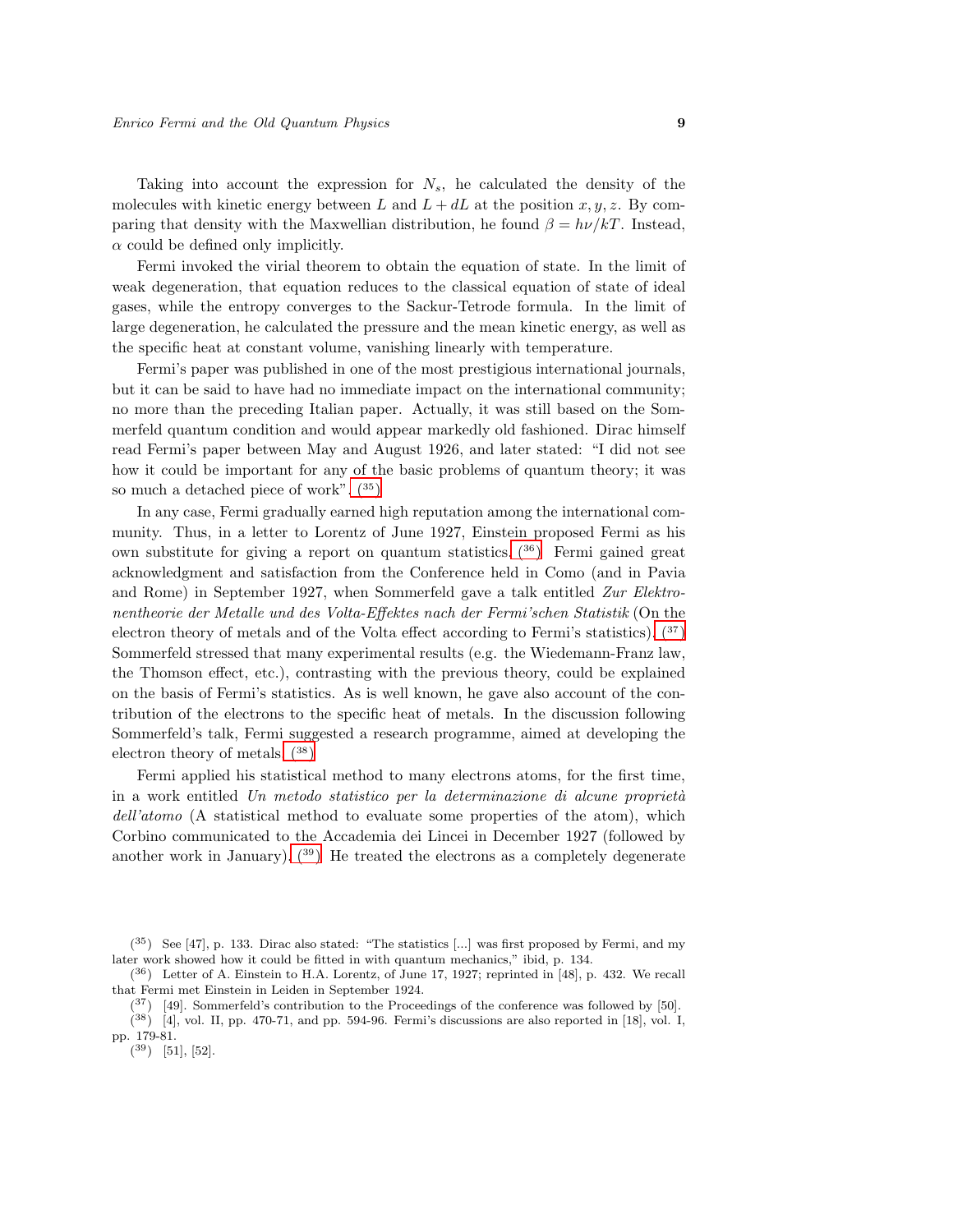Taking into account the expression for $N_s$, he calculated the density of the molecules with kinetic energy between $L$ and $L + dL$ at the position $x, y, z$. By comparing that density with the Maxwellian distribution, he found $\beta = h\nu/kT$. Instead, $\alpha$ could be defined only implicitly.

Fermi invoked the virial theorem to obtain the equation of state. In the limit of weak degeneration, that equation reduces to the classical equation of state of ideal gases, while the entropy converges to the Sackur-Tetrode formula. In the limit of large degeneration, he calculated the pressure and the mean kinetic energy, as well as the specific heat at constant volume, vanishing linearly with temperature.

Fermi's paper was published in one of the most prestigious international journals, but it can be said to have had no immediate impact on the international community; no more than the preceding Italian paper. Actually, it was still based on the Sommerfeld quantum condition and would appear markedly old fashioned. Dirac himself read Fermi's paper between May and August 1926, and later stated: "I did not see how it could be important for any of the basic problems of quantum theory; it was so much a detached piece of work". (35)

In any case, Fermi gradually earned high reputation among the international community. Thus, in a letter to Lorentz of June 1927, Einstein proposed Fermi as his own substitute for giving a report on quantum statistics. (36) Fermi gained great acknowledgment and satisfaction from the Conference held in Como (and in Pavia and Rome) in September 1927, when Sommerfeld gave a talk entitled *Zur Elektronentheorie der Metalle und des Volta-Effektes nach der Fermi'schen Statistik* (On the electron theory of metals and of the Volta effect according to Fermi's statistics). (37) Sommerfeld stressed that many experimental results (e.g. the Wiedemann-Franz law, the Thomson effect, etc.), contrasting with the previous theory, could be explained on the basis of Fermi's statistics. As is well known, he gave also account of the contribution of the electrons to the specific heat of metals. In the discussion following Sommerfeld's talk, Fermi suggested a research programme, aimed at developing the electron theory of metals. (38)

Fermi applied his statistical method to many electrons atoms, for the first time, in a work entitled *Un metodo statistico per la determinazione di alcune proprietà dell'atomo* (A statistical method to evaluate some properties of the atom), which Corbino communicated to the Accademia dei Lincei in December 1927 (followed by another work in January). (39) He treated the electrons as a completely degenerate

(35) See [47], p. 133. Dirac also stated: "The statistics [...] was first proposed by Fermi, and my later work showed how it could be fitted in with quantum mechanics," ibid, p. 134.

(36) Letter of A. Einstein to H.A. Lorentz, of June 17, 1927; reprinted in [48], p. 432. We recall that Fermi met Einstein in Leiden in September 1924.

(37) [49]. Sommerfeld's contribution to the Proceedings of the conference was followed by [50].

(38) [4], vol. II, pp. 470-71, and pp. 594-96. Fermi's discussions are also reported in [18], vol. I, pp. 179-81.

(39) [51], [52].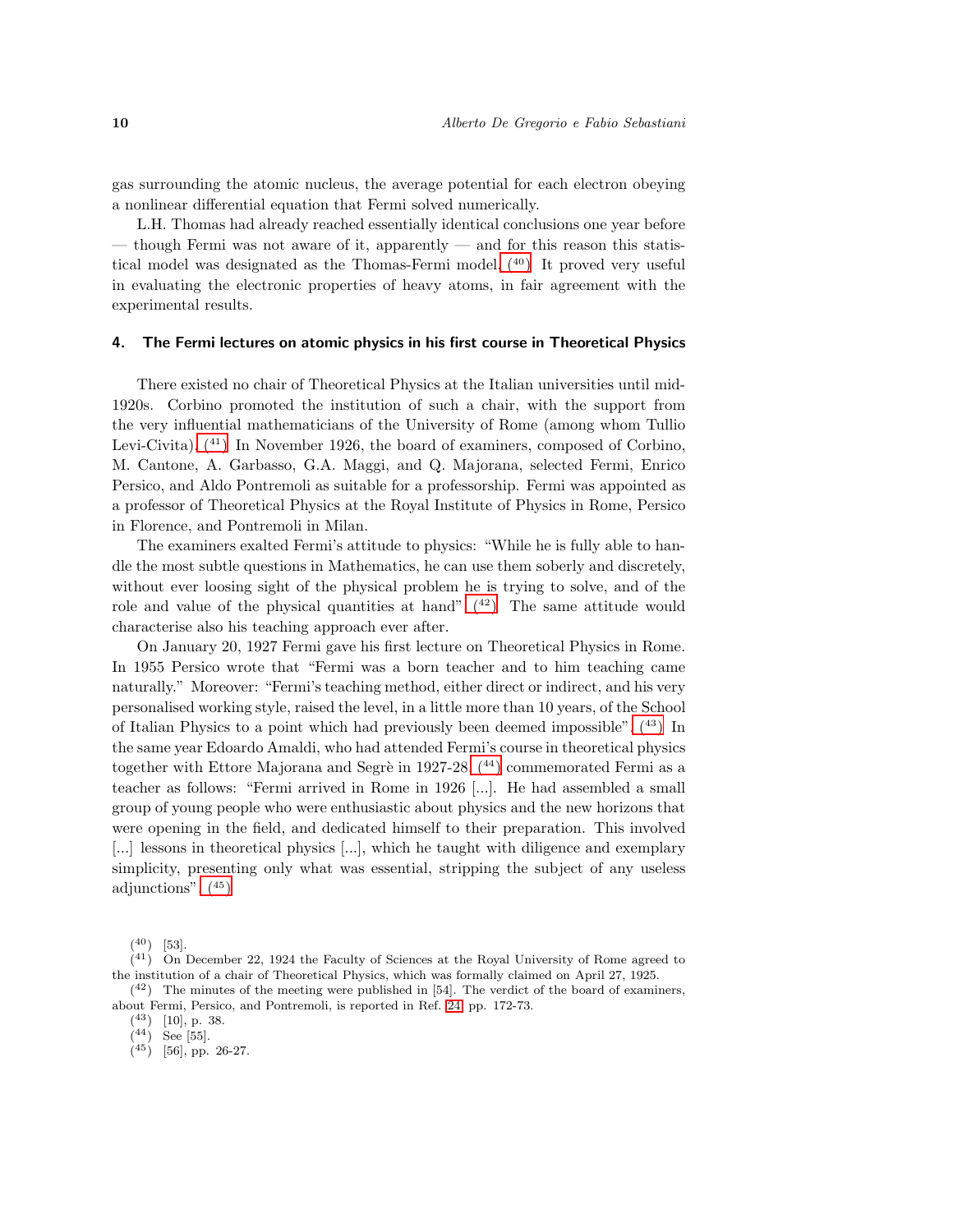gas surrounding the atomic nucleus, the average potential for each electron obeying a nonlinear differential equation that Fermi solved numerically.

L.H. Thomas had already reached essentially identical conclusions one year before — though Fermi was not aware of it, apparently — and for this reason this statistical model was designated as the Thomas-Fermi model. [40] It proved very useful in evaluating the electronic properties of heavy atoms, in fair agreement with the experimental results.

## 4. The Fermi lectures on atomic physics in his first course in Theoretical Physics

There existed no chair of Theoretical Physics at the Italian universities until mid-1920s. Corbino promoted the institution of such a chair, with the support from the very influential mathematicians of the University of Rome (among whom Tullio Levi-Civita). [41] In November 1926, the board of examiners, composed of Corbino, M. Cantone, A. Garbasso, G.A. Maggi, and Q. Majorana, selected Fermi, Enrico Persico, and Aldo Pontremoli as suitable for a professorship. Fermi was appointed as a professor of Theoretical Physics at the Royal Institute of Physics in Rome, Persico in Florence, and Pontremoli in Milan.

The examiners exalted Fermi's attitude to physics: "While he is fully able to handle the most subtle questions in Mathematics, he can use them soberly and discretely, without ever loosing sight of the physical problem he is trying to solve, and of the role and value of the physical quantities at hand". [42] The same attitude would characterise also his teaching approach ever after.

On January 20, 1927 Fermi gave his first lecture on Theoretical Physics in Rome. In 1955 Persico wrote that "Fermi was a born teacher and to him teaching came naturally." Moreover: "Fermi's teaching method, either direct or indirect, and his very personalised working style, raised the level, in a little more than 10 years, of the School of Italian Physics to a point which had previously been deemed impossible". [43] In the same year Edoardo Amaldi, who had attended Fermi's course in theoretical physics together with Ettore Majorana and Segrè in 1927-28 [44] commemorated Fermi as a teacher as follows: "Fermi arrived in Rome in 1926 [...]. He had assembled a small group of young people who were enthusiastic about physics and the new horizons that were opening in the field, and dedicated himself to their preparation. This involved [...] lessons in theoretical physics [...], which he taught with diligence and exemplary simplicity, presenting only what was essential, stripping the subject of any useless adjunctions". [45]

---

[40] [53].

[41] On December 22, 1924 the Faculty of Sciences at the Royal University of Rome agreed to the institution of a chair of Theoretical Physics, which was formally claimed on April 27, 1925.

[42] The minutes of the meeting were published in [54]. The verdict of the board of examiners, about Fermi, Persico, and Pontremoli, is reported in Ref. 24, pp. 172-73.

[43] [10], p. 38.

[44] See [55].

[45] [56], pp. 26-27.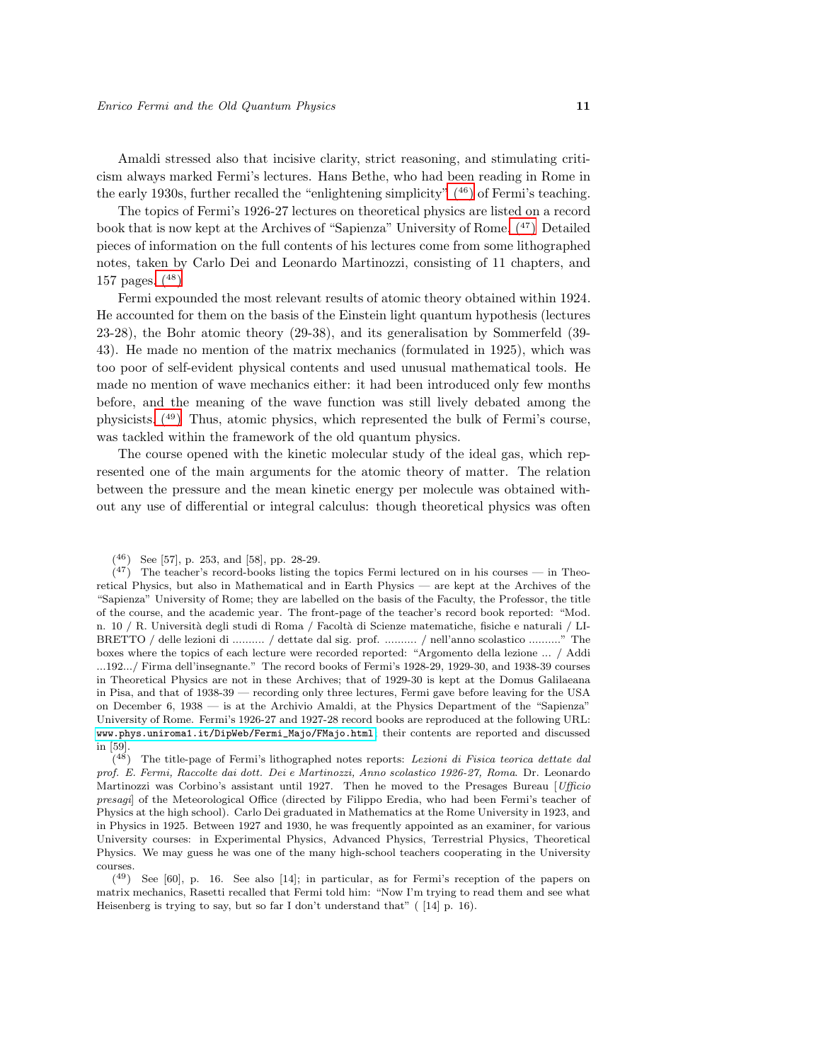Amaldi stressed also that incisive clarity, strict reasoning, and stimulating criticism always marked Fermi's lectures. Hans Bethe, who had been reading in Rome in the early 1930s, further recalled the "enlightening simplicity" (46) of Fermi's teaching.

The topics of Fermi's 1926-27 lectures on theoretical physics are listed on a record book that is now kept at the Archives of "Sapienza" University of Rome. (47) Detailed pieces of information on the full contents of his lectures come from some lithographed notes, taken by Carlo Dei and Leonardo Martinozzi, consisting of 11 chapters, and 157 pages. (48)

Fermi expounded the most relevant results of atomic theory obtained within 1924. He accounted for them on the basis of the Einstein light quantum hypothesis (lectures 23-28), the Bohr atomic theory (29-38), and its generalisation by Sommerfeld (39-43). He made no mention of the matrix mechanics (formulated in 1925), which was too poor of self-evident physical contents and used unusual mathematical tools. He made no mention of wave mechanics either: it had been introduced only few months before, and the meaning of the wave function was still lively debated among the physicists. (49) Thus, atomic physics, which represented the bulk of Fermi's course, was tackled within the framework of the old quantum physics.

The course opened with the kinetic molecular study of the ideal gas, which represented one of the main arguments for the atomic theory of matter. The relation between the pressure and the mean kinetic energy per molecule was obtained without any use of differential or integral calculus: though theoretical physics was often

---

(46) See [57], p. 253, and [58], pp. 28-29.

(47) The teacher's record-books listing the topics Fermi lectured on in his courses — in Theoretical Physics, but also in Mathematical and in Earth Physics — are kept at the Archives of the "Sapienza" University of Rome; they are labelled on the basis of the Faculty, the Professor, the title of the course, and the academic year. The front-page of the teacher's record book reported: "Mod. n. 10 / R. Università degli studi di Roma / Facoltà di Scienze matematiche, fisiche e naturali / LIBRETTO / delle lezioni di .......... / dettate dal sig. prof. .......... / nell'anno scolastico .........." The boxes where the topics of each lecture were recorded reported: "Argomento della lezione ... / Addi ...192.../ Firma dell'insegnante." The record books of Fermi's 1928-29, 1929-30, and 1938-39 courses in Theoretical Physics are not in these Archives; that of 1929-30 is kept at the Domus Galilaeana in Pisa, and that of 1938-39 — recording only three lectures, Fermi gave before leaving for the USA on December 6, 1938 — is at the Archivio Amaldi, at the Physics Department of the "Sapienza" University of Rome. Fermi's 1926-27 and 1927-28 record books are reproduced at the following URL: www.phys.uniroma1.it/DipWeb/Fermi_Majo/FMajo.html; their contents are reported and discussed in [59].

(48) The title-page of Fermi's lithographed notes reports: *Lezioni di Fisica teorica dettate dal prof. E. Fermi, Raccolte dai dott. Dei e Martinozzi, Anno scolastico 1926-27, Roma*. Dr. Leonardo Martinozzi was Corbino's assistant until 1927. Then he moved to the Presages Bureau [*Ufficio presagi*] of the Meteorological Office (directed by Filippo Eredia, who had been Fermi's teacher of Physics at the high school). Carlo Dei graduated in Mathematics at the Rome University in 1923, and in Physics in 1925. Between 1927 and 1930, he was frequently appointed as an examiner, for various University courses: in Experimental Physics, Advanced Physics, Terrestrial Physics, Theoretical Physics. We may guess he was one of the many high-school teachers cooperating in the University courses.

(49) See [60], p. 16. See also [14]; in particular, as for Fermi's reception of the papers on matrix mechanics, Rasetti recalled that Fermi told him: "Now I'm trying to read them and see what Heisenberg is trying to say, but so far I don't understand that" ( [14] p. 16).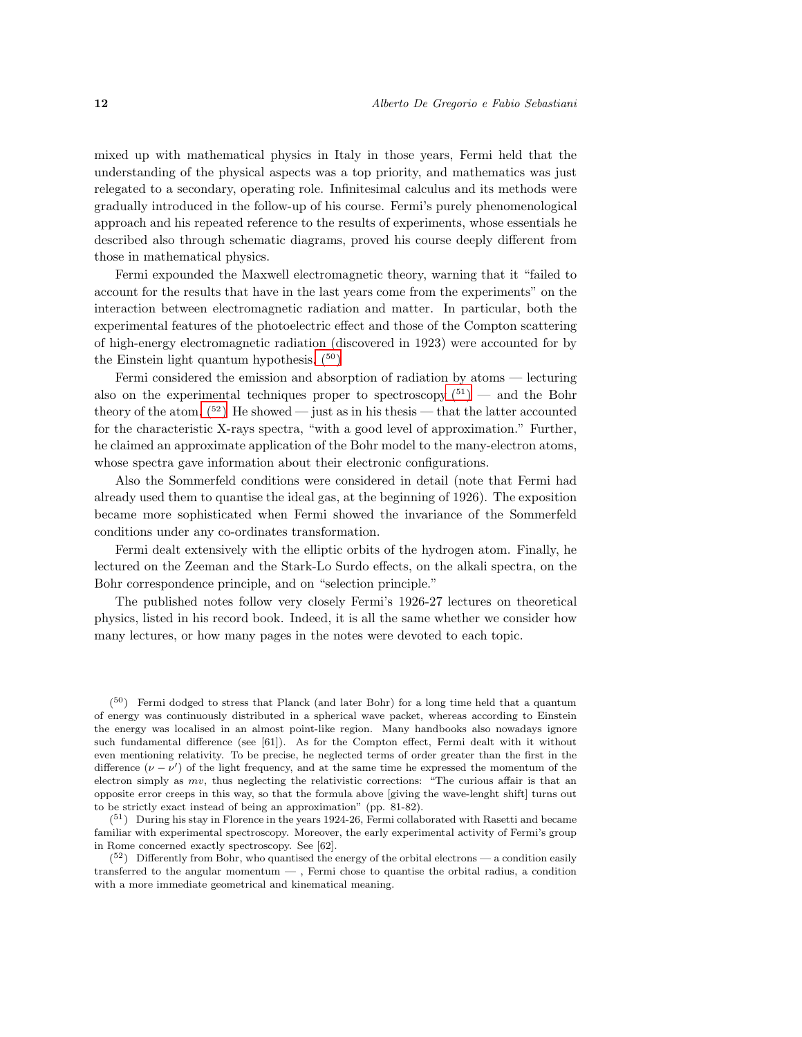mixed up with mathematical physics in Italy in those years, Fermi held that the understanding of the physical aspects was a top priority, and mathematics was just relegated to a secondary, operating role. Infinitesimal calculus and its methods were gradually introduced in the follow-up of his course. Fermi's purely phenomenological approach and his repeated reference to the results of experiments, whose essentials he described also through schematic diagrams, proved his course deeply different from those in mathematical physics.

Fermi expounded the Maxwell electromagnetic theory, warning that it "failed to account for the results that have in the last years come from the experiments" on the interaction between electromagnetic radiation and matter. In particular, both the experimental features of the photoelectric effect and those of the Compton scattering of high-energy electromagnetic radiation (discovered in 1923) were accounted for by the Einstein light quantum hypothesis. (50)

Fermi considered the emission and absorption of radiation by atoms — lecturing also on the experimental techniques proper to spectroscopy (51) — and the Bohr theory of the atom. (52) He showed — just as in his thesis — that the latter accounted for the characteristic X-rays spectra, "with a good level of approximation." Further, he claimed an approximate application of the Bohr model to the many-electron atoms, whose spectra gave information about their electronic configurations.

Also the Sommerfeld conditions were considered in detail (note that Fermi had already used them to quantise the ideal gas, at the beginning of 1926). The exposition became more sophisticated when Fermi showed the invariance of the Sommerfeld conditions under any co-ordinates transformation.

Fermi dealt extensively with the elliptic orbits of the hydrogen atom. Finally, he lectured on the Zeeman and the Stark-Lo Surdo effects, on the alkali spectra, on the Bohr correspondence principle, and on "selection principle."

The published notes follow very closely Fermi's 1926-27 lectures on theoretical physics, listed in his record book. Indeed, it is all the same whether we consider how many lectures, or how many pages in the notes were devoted to each topic.

(50) Fermi dodged to stress that Planck (and later Bohr) for a long time held that a quantum of energy was continuously distributed in a spherical wave packet, whereas according to Einstein the energy was localised in an almost point-like region. Many handbooks also nowadays ignore such fundamental difference (see [61]). As for the Compton effect, Fermi dealt with it without even mentioning relativity. To be precise, he neglected terms of order greater than the first in the difference $(\nu - \nu')$ of the light frequency, and at the same time he expressed the momentum of the electron simply as $mv$, thus neglecting the relativistic corrections: "The curious affair is that an opposite error creeps in this way, so that the formula above [giving the wave-lenght shift] turns out to be strictly exact instead of being an approximation" (pp. 81-82).

(51) During his stay in Florence in the years 1924-26, Fermi collaborated with Rasetti and became familiar with experimental spectroscopy. Moreover, the early experimental activity of Fermi's group in Rome concerned exactly spectroscopy. See [62].

(52) Differently from Bohr, who quantised the energy of the orbital electrons — a condition easily transferred to the angular momentum — , Fermi chose to quantise the orbital radius, a condition with a more immediate geometrical and kinematical meaning.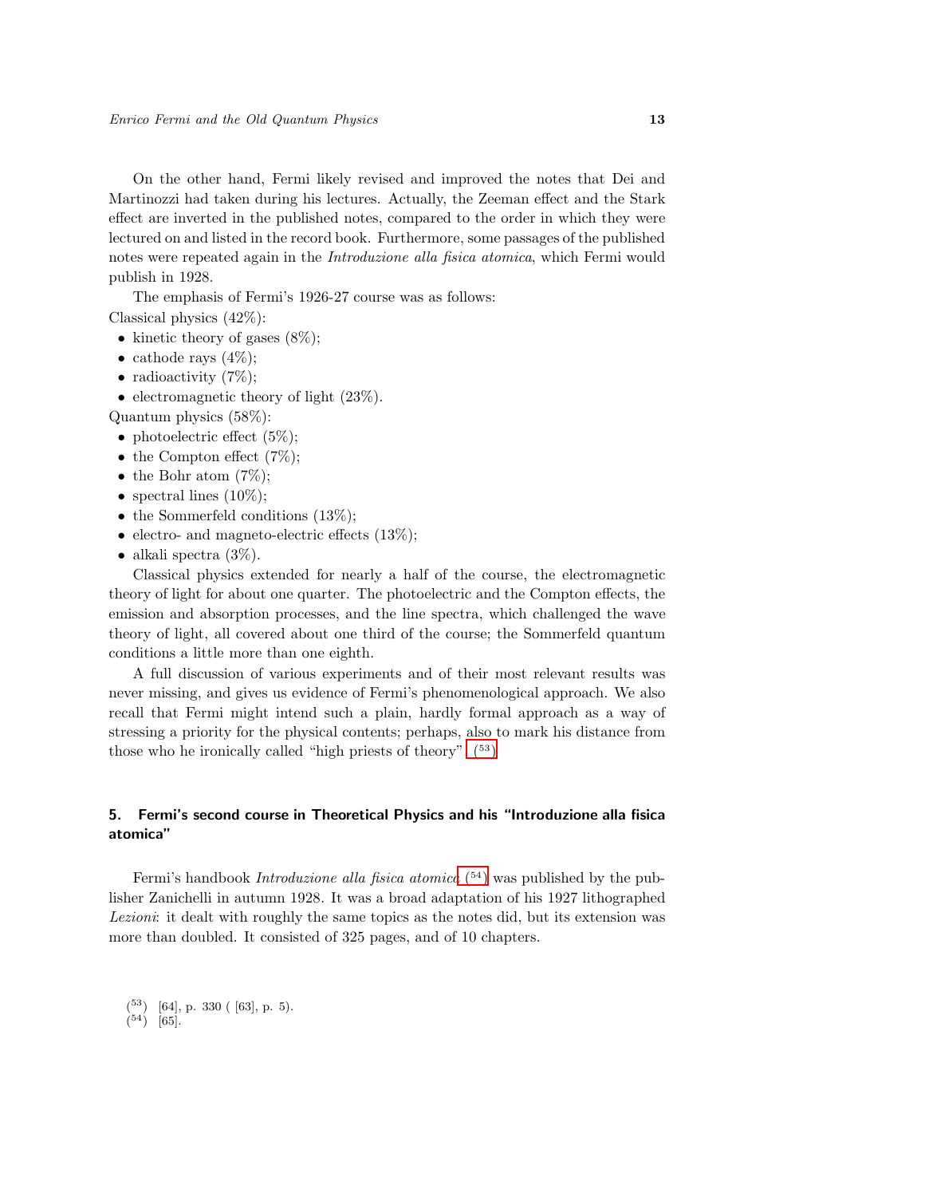On the other hand, Fermi likely revised and improved the notes that Dei and Martinozzi had taken during his lectures. Actually, the Zeeman effect and the Stark effect are inverted in the published notes, compared to the order in which they were lectured on and listed in the record book. Furthermore, some passages of the published notes were repeated again in the *Introduzione alla fisica atomica*, which Fermi would publish in 1928.

The emphasis of Fermi's 1926-27 course was as follows:

Classical physics (42%):

- kinetic theory of gases (8%);
- cathode rays (4%);
- radioactivity (7%);
- electromagnetic theory of light (23%).

Quantum physics (58%):

- photoelectric effect (5%);
- the Compton effect (7%);
- the Bohr atom (7%);
- spectral lines (10%);
- the Sommerfeld conditions (13%);
- electro- and magneto-electric effects (13%);
- alkali spectra (3%).

Classical physics extended for nearly a half of the course, the electromagnetic theory of light for about one quarter. The photoelectric and the Compton effects, the emission and absorption processes, and the line spectra, which challenged the wave theory of light, all covered about one third of the course; the Sommerfeld quantum conditions a little more than one eighth.

A full discussion of various experiments and of their most relevant results was never missing, and gives us evidence of Fermi's phenomenological approach. We also recall that Fermi might intend such a plain, hardly formal approach as a way of stressing a priority for the physical contents; perhaps, also to mark his distance from those who he ironically called "high priests of theory" (53).

## 5. Fermi's second course in Theoretical Physics and his "Introduzione alla fisica atomica"

Fermi's handbook *Introduzione alla fisica atomica* (54) was published by the publisher Zanichelli in autumn 1928. It was a broad adaptation of his 1927 lithographed *Lezioni*: it dealt with roughly the same topics as the notes did, but its extension was more than doubled. It consisted of 325 pages, and of 10 chapters.

(53) [64], p. 330 ( [63], p. 5).
(54) [65].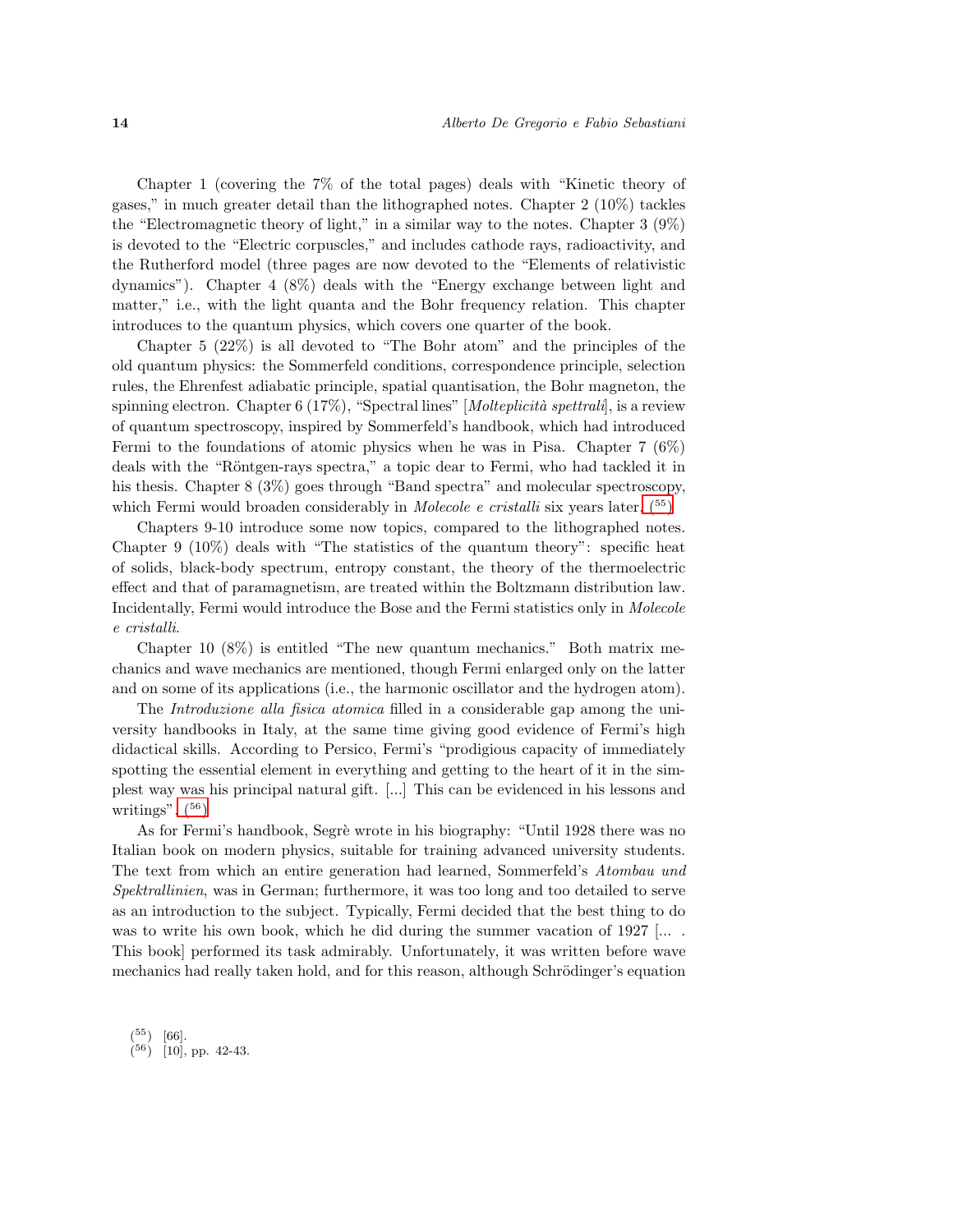Chapter 1 (covering the 7% of the total pages) deals with "Kinetic theory of gases," in much greater detail than the lithographed notes. Chapter 2 (10%) tackles the "Electromagnetic theory of light," in a similar way to the notes. Chapter 3 (9%) is devoted to the "Electric corpuscles," and includes cathode rays, radioactivity, and the Rutherford model (three pages are now devoted to the "Elements of relativistic dynamics"). Chapter 4 (8%) deals with the "Energy exchange between light and matter," i.e., with the light quanta and the Bohr frequency relation. This chapter introduces to the quantum physics, which covers one quarter of the book.

Chapter 5 (22%) is all devoted to "The Bohr atom" and the principles of the old quantum physics: the Sommerfeld conditions, correspondence principle, selection rules, the Ehrenfest adiabatic principle, spatial quantisation, the Bohr magneton, the spinning electron. Chapter 6 (17%), "Spectral lines" [*Molteplicità spettrali*], is a review of quantum spectroscopy, inspired by Sommerfeld's handbook, which had introduced Fermi to the foundations of atomic physics when he was in Pisa. Chapter 7 (6%) deals with the "Röntgen-rays spectra," a topic dear to Fermi, who had tackled it in his thesis. Chapter 8 (3%) goes through "Band spectra" and molecular spectroscopy, which Fermi would broaden considerably in *Molecole e cristalli* six years later. (55)

Chapters 9-10 introduce some now topics, compared to the lithographed notes. Chapter 9 (10%) deals with "The statistics of the quantum theory": specific heat of solids, black-body spectrum, entropy constant, the theory of the thermoelectric effect and that of paramagnetism, are treated within the Boltzmann distribution law. Incidentally, Fermi would introduce the Bose and the Fermi statistics only in *Molecole e cristalli*.

Chapter 10 (8%) is entitled "The new quantum mechanics." Both matrix mechanics and wave mechanics are mentioned, though Fermi enlarged only on the latter and on some of its applications (i.e., the harmonic oscillator and the hydrogen atom).

The *Introduzione alla fisica atomica* filled in a considerable gap among the university handbooks in Italy, at the same time giving good evidence of Fermi's high didactical skills. According to Persico, Fermi's "prodigious capacity of immediately spotting the essential element in everything and getting to the heart of it in the simplest way was his principal natural gift. [...] This can be evidenced in his lessons and writings". (56)

As for Fermi's handbook, Segrè wrote in his biography: "Until 1928 there was no Italian book on modern physics, suitable for training advanced university students. The text from which an entire generation had learned, Sommerfeld's *Atombau und Spektrallinien*, was in German; furthermore, it was too long and too detailed to serve as an introduction to the subject. Typically, Fermi decided that the best thing to do was to write his own book, which he did during the summer vacation of 1927 [... . This book] performed its task admirably. Unfortunately, it was written before wave mechanics had really taken hold, and for this reason, although Schrödinger's equation

(55) [66].
(56) [10], pp. 42-43.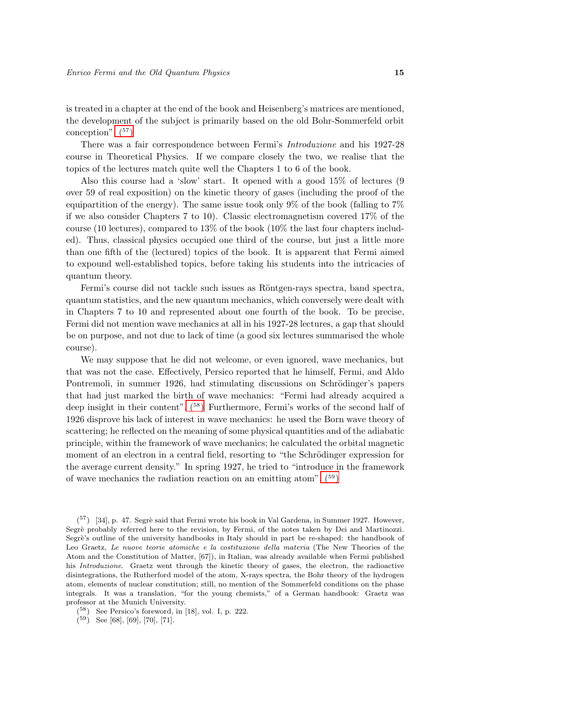is treated in a chapter at the end of the book and Heisenberg's matrices are mentioned, the development of the subject is primarily based on the old Bohr-Sommerfeld orbit conception" ([57]).

There was a fair correspondence between Fermi's *Introduzione* and his 1927-28 course in Theoretical Physics. If we compare closely the two, we realise that the topics of the lectures match quite well the Chapters 1 to 6 of the book.

Also this course had a 'slow' start. It opened with a good 15% of lectures (9 over 59 of real exposition) on the kinetic theory of gases (including the proof of the equipartition of the energy). The same issue took only 9% of the book (falling to 7% if we also consider Chapters 7 to 10). Classic electromagnetism covered 17% of the course (10 lectures), compared to 13% of the book (10% the last four chapters included). Thus, classical physics occupied one third of the course, but just a little more than one fifth of the (lectured) topics of the book. It is apparent that Fermi aimed to expound well-established topics, before taking his students into the intricacies of quantum theory.

Fermi's course did not tackle such issues as Röntgen-rays spectra, band spectra, quantum statistics, and the new quantum mechanics, which conversely were dealt with in Chapters 7 to 10 and represented about one fourth of the book. To be precise, Fermi did not mention wave mechanics at all in his 1927-28 lectures, a gap that should be on purpose, and not due to lack of time (a good six lectures summarised the whole course).

We may suppose that he did not welcome, or even ignored, wave mechanics, but that was not the case. Effectively, Persico reported that he himself, Fermi, and Aldo Pontremoli, in summer 1926, had stimulating discussions on Schrödinger's papers that had just marked the birth of wave mechanics: "Fermi had already acquired a deep insight in their content" ([58]). Furthermore, Fermi's works of the second half of 1926 disprove his lack of interest in wave mechanics: he used the Born wave theory of scattering; he reflected on the meaning of some physical quantities and of the adiabatic principle, within the framework of wave mechanics; he calculated the orbital magnetic moment of an electron in a central field, resorting to "the Schrödinger expression for the average current density." In spring 1927, he tried to "introduce in the framework of wave mechanics the radiation reaction on an emitting atom" ([59]).

([57]) [34], p. 47. Segrè said that Fermi wrote his book in Val Gardena, in Summer 1927. However, Segrè probably referred here to the revision, by Fermi, of the notes taken by Dei and Martinozzi. Segrè's outline of the university handbooks in Italy should in part be re-shaped: the handbook of Leo Graetz, *Le nuove teorie atomiche e la costituzione della materia* (The New Theories of the Atom and the Constitution of Matter, [67]), in Italian, was already available when Fermi published his *Introduzione*. Graetz went through the kinetic theory of gases, the electron, the radioactive disintegrations, the Rutherford model of the atom, X-rays spectra, the Bohr theory of the hydrogen atom, elements of nuclear constitution; still, no mention of the Sommerfeld conditions on the phase integrals. It was a translation, "for the young chemists," of a German handbook: Graetz was professor at the Munich University.

([58]) See Persico's foreword, in [18], vol. I, p. 222.

([59]) See [68], [69], [70], [71].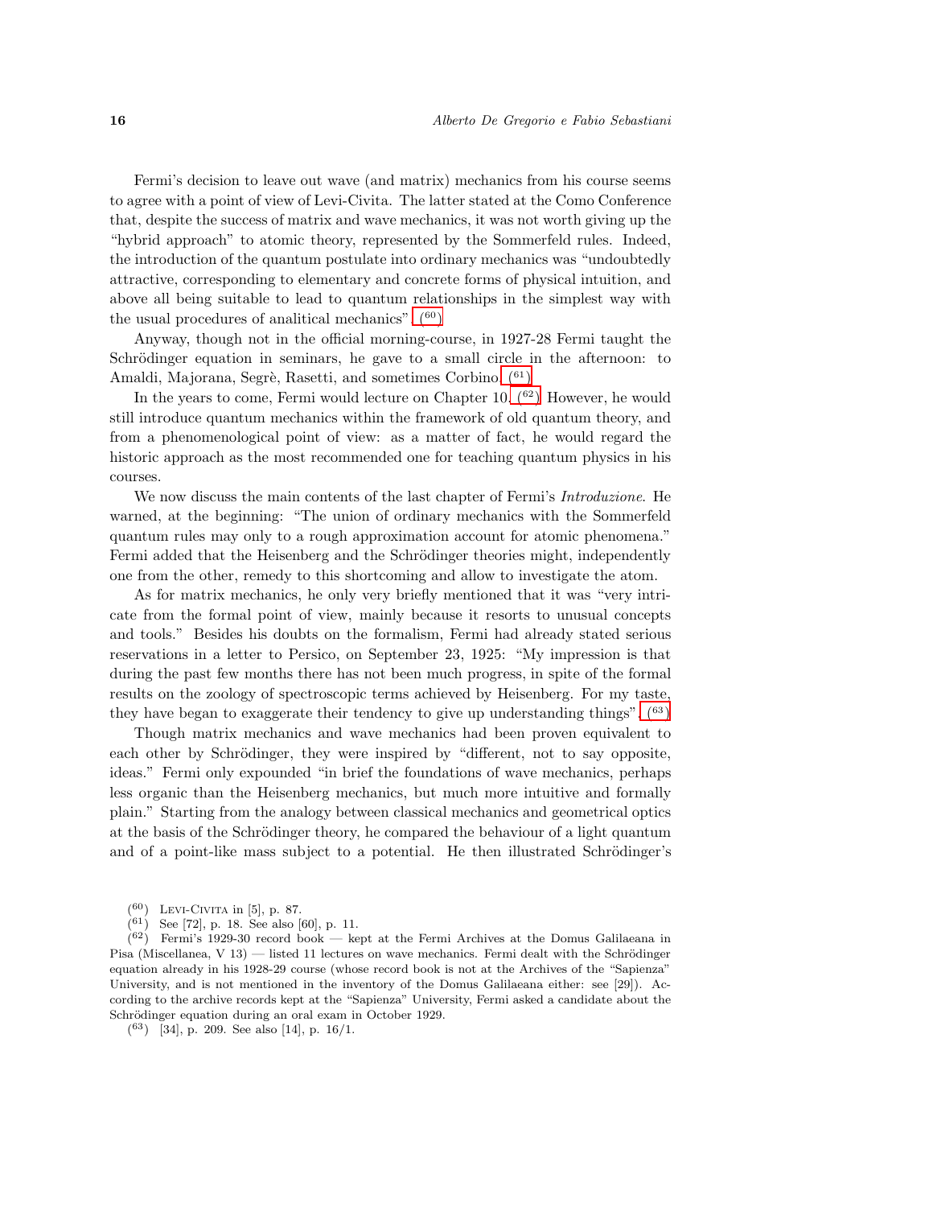Fermi's decision to leave out wave (and matrix) mechanics from his course seems to agree with a point of view of Levi-Civita. The latter stated at the Como Conference that, despite the success of matrix and wave mechanics, it was not worth giving up the "hybrid approach" to atomic theory, represented by the Sommerfeld rules. Indeed, the introduction of the quantum postulate into ordinary mechanics was "undoubtedly attractive, corresponding to elementary and concrete forms of physical intuition, and above all being suitable to lead to quantum relationships in the simplest way with the usual procedures of analitical mechanics". (60)

Anyway, though not in the official morning-course, in 1927-28 Fermi taught the Schrödinger equation in seminars, he gave to a small circle in the afternoon: to Amaldi, Majorana, Segrè, Rasetti, and sometimes Corbino. (61)

In the years to come, Fermi would lecture on Chapter 10. (62) However, he would still introduce quantum mechanics within the framework of old quantum theory, and from a phenomenological point of view: as a matter of fact, he would regard the historic approach as the most recommended one for teaching quantum physics in his courses.

We now discuss the main contents of the last chapter of Fermi's *Introduzione*. He warned, at the beginning: "The union of ordinary mechanics with the Sommerfeld quantum rules may only to a rough approximation account for atomic phenomena." Fermi added that the Heisenberg and the Schrödinger theories might, independently one from the other, remedy to this shortcoming and allow to investigate the atom.

As for matrix mechanics, he only very briefly mentioned that it was "very intricate from the formal point of view, mainly because it resorts to unusual concepts and tools." Besides his doubts on the formalism, Fermi had already stated serious reservations in a letter to Persico, on September 23, 1925: "My impression is that during the past few months there has not been much progress, in spite of the formal results on the zoology of spectroscopic terms achieved by Heisenberg. For my taste, they have began to exaggerate their tendency to give up understanding things". (63)

Though matrix mechanics and wave mechanics had been proven equivalent to each other by Schrödinger, they were inspired by "different, not to say opposite, ideas." Fermi only expounded "in brief the foundations of wave mechanics, perhaps less organic than the Heisenberg mechanics, but much more intuitive and formally plain." Starting from the analogy between classical mechanics and geometrical optics at the basis of the Schrödinger theory, he compared the behaviour of a light quantum and of a point-like mass subject to a potential. He then illustrated Schrödinger's

(60) Levi-Civita in [5], p. 87.

(61) See [72], p. 18. See also [60], p. 11.

(62) Fermi's 1929-30 record book — kept at the Fermi Archives at the Domus Galilaeana in Pisa (Miscellanea, V 13) — listed 11 lectures on wave mechanics. Fermi dealt with the Schrödinger equation already in his 1928-29 course (whose record book is not at the Archives of the "Sapienza" University, and is not mentioned in the inventory of the Domus Galilaeana either: see [29]). According to the archive records kept at the "Sapienza" University, Fermi asked a candidate about the Schrödinger equation during an oral exam in October 1929.

(63) [34], p. 209. See also [14], p. 16/1.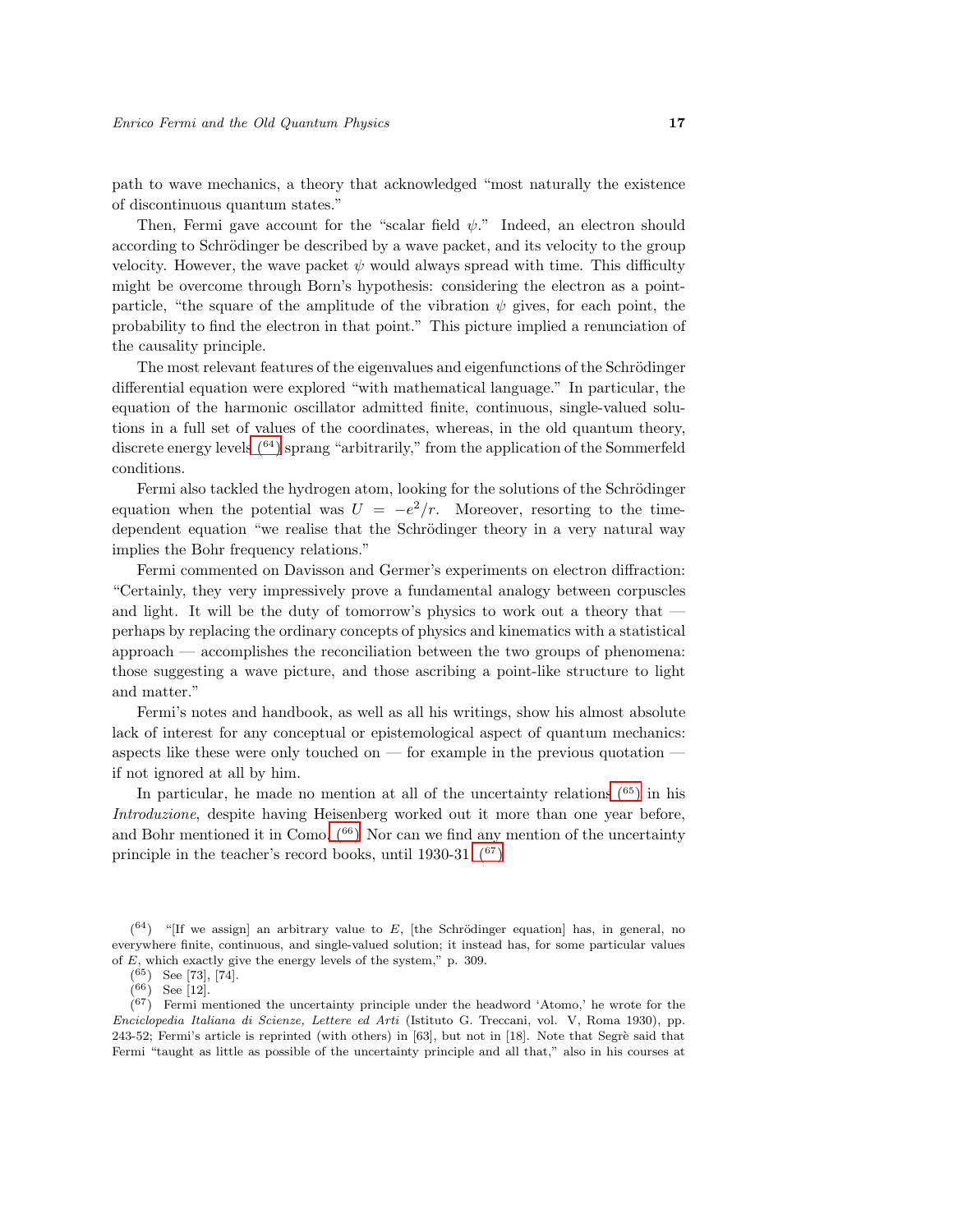path to wave mechanics, a theory that acknowledged "most naturally the existence of discontinuous quantum states."

Then, Fermi gave account for the "scalar field $\psi$." Indeed, an electron should according to Schrödinger be described by a wave packet, and its velocity to the group velocity. However, the wave packet $\psi$ would always spread with time. This difficulty might be overcome through Born's hypothesis: considering the electron as a point-particle, "the square of the amplitude of the vibration $\psi$ gives, for each point, the probability to find the electron in that point." This picture implied a renunciation of the causality principle.

The most relevant features of the eigenvalues and eigenfunctions of the Schrödinger differential equation were explored "with mathematical language." In particular, the equation of the harmonic oscillator admitted finite, continuous, single-valued solutions in a full set of values of the coordinates, whereas, in the old quantum theory, discrete energy levels (64) sprang "arbitrarily," from the application of the Sommerfeld conditions.

Fermi also tackled the hydrogen atom, looking for the solutions of the Schrödinger equation when the potential was $U = -e^2/r$. Moreover, resorting to the time-dependent equation "we realise that the Schrödinger theory in a very natural way implies the Bohr frequency relations."

Fermi commented on Davisson and Germer's experiments on electron diffraction: "Certainly, they very impressively prove a fundamental analogy between corpuscles and light. It will be the duty of tomorrow's physics to work out a theory that — perhaps by replacing the ordinary concepts of physics and kinematics with a statistical approach — accomplishes the reconciliation between the two groups of phenomena: those suggesting a wave picture, and those ascribing a point-like structure to light and matter."

Fermi's notes and handbook, as well as all his writings, show his almost absolute lack of interest for any conceptual or epistemological aspect of quantum mechanics: aspects like these were only touched on — for example in the previous quotation — if not ignored at all by him.

In particular, he made no mention at all of the uncertainty relations (65) in his *Introduzione*, despite having Heisenberg worked out it more than one year before, and Bohr mentioned it in Como. (66) Nor can we find any mention of the uncertainty principle in the teacher's record books, until 1930-31. (67)

---

(64) "[If we assign] an arbitrary value to $E$, [the Schrödinger equation] has, in general, no everywhere finite, continuous, and single-valued solution; it instead has, for some particular values of $E$, which exactly give the energy levels of the system," p. 309.

(65) See [73], [74].

(66) See [12].

(67) Fermi mentioned the uncertainty principle under the headword 'Atomo,' he wrote for the *Enciclopedia Italiana di Scienze, Lettere ed Arti* (Istituto G. Treccani, vol. V, Roma 1930), pp. 243-52; Fermi's article is reprinted (with others) in [63], but not in [18]. Note that Segrè said that Fermi "taught as little as possible of the uncertainty principle and all that," also in his courses at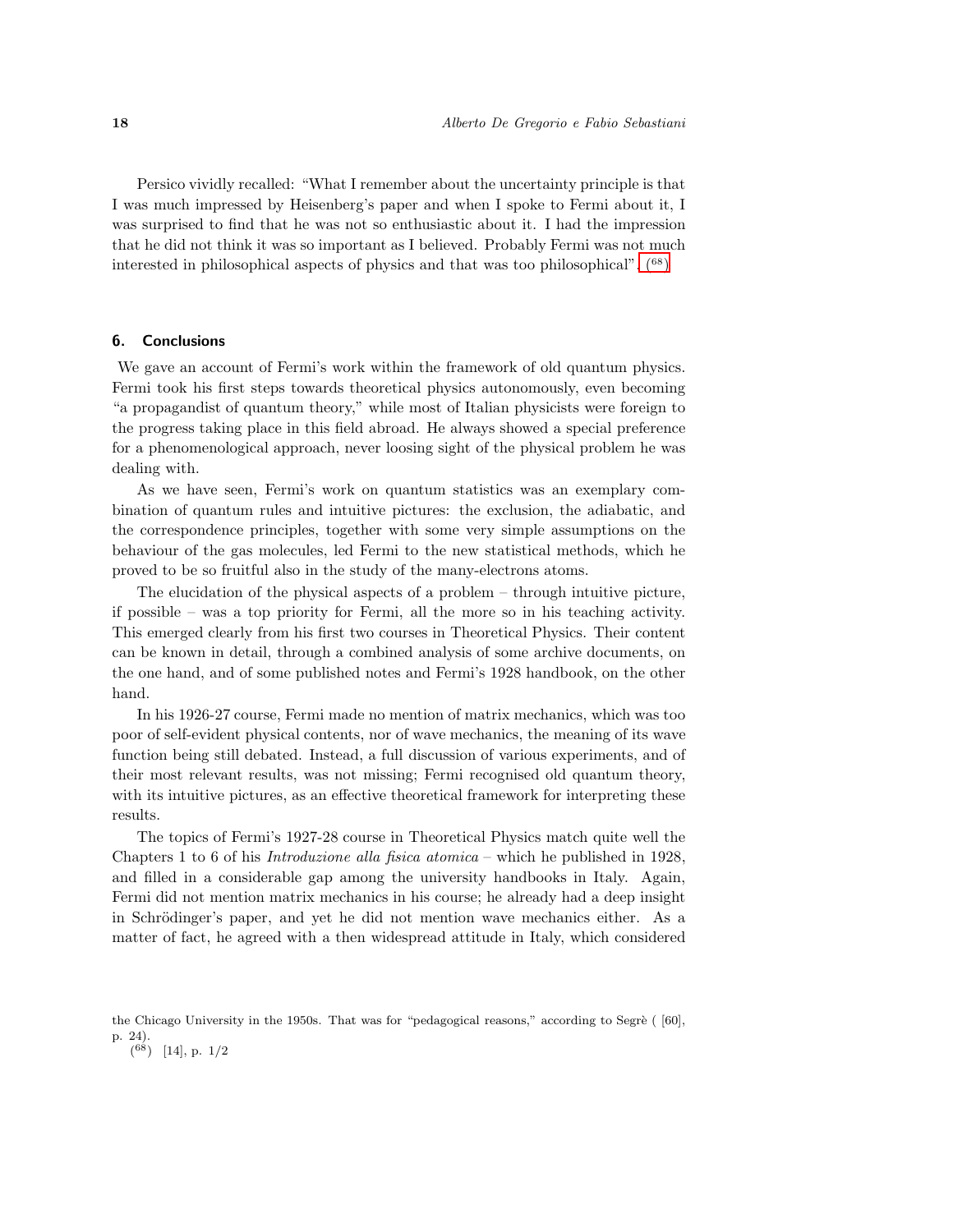Persico vividly recalled: "What I remember about the uncertainty principle is that I was much impressed by Heisenberg's paper and when I spoke to Fermi about it, I was surprised to find that he was not so enthusiastic about it. I had the impression that he did not think it was so important as I believed. Probably Fermi was not much interested in philosophical aspects of physics and that was too philosophical". (68)

## 6. Conclusions

We gave an account of Fermi's work within the framework of old quantum physics. Fermi took his first steps towards theoretical physics autonomously, even becoming "a propagandist of quantum theory," while most of Italian physicists were foreign to the progress taking place in this field abroad. He always showed a special preference for a phenomenological approach, never loosing sight of the physical problem he was dealing with.

As we have seen, Fermi's work on quantum statistics was an exemplary combination of quantum rules and intuitive pictures: the exclusion, the adiabatic, and the correspondence principles, together with some very simple assumptions on the behaviour of the gas molecules, led Fermi to the new statistical methods, which he proved to be so fruitful also in the study of the many-electrons atoms.

The elucidation of the physical aspects of a problem – through intuitive picture, if possible – was a top priority for Fermi, all the more so in his teaching activity. This emerged clearly from his first two courses in Theoretical Physics. Their content can be known in detail, through a combined analysis of some archive documents, on the one hand, and of some published notes and Fermi's 1928 handbook, on the other hand.

In his 1926-27 course, Fermi made no mention of matrix mechanics, which was too poor of self-evident physical contents, nor of wave mechanics, the meaning of its wave function being still debated. Instead, a full discussion of various experiments, and of their most relevant results, was not missing; Fermi recognised old quantum theory, with its intuitive pictures, as an effective theoretical framework for interpreting these results.

The topics of Fermi's 1927-28 course in Theoretical Physics match quite well the Chapters 1 to 6 of his *Introduzione alla fisica atomica* – which he published in 1928, and filled in a considerable gap among the university handbooks in Italy. Again, Fermi did not mention matrix mechanics in his course; he already had a deep insight in Schrödinger's paper, and yet he did not mention wave mechanics either. As a matter of fact, he agreed with a then widespread attitude in Italy, which considered

the Chicago University in the 1950s. That was for "pedagogical reasons," according to Segrè ( [60], p. 24).

(68) [14], p. 1/2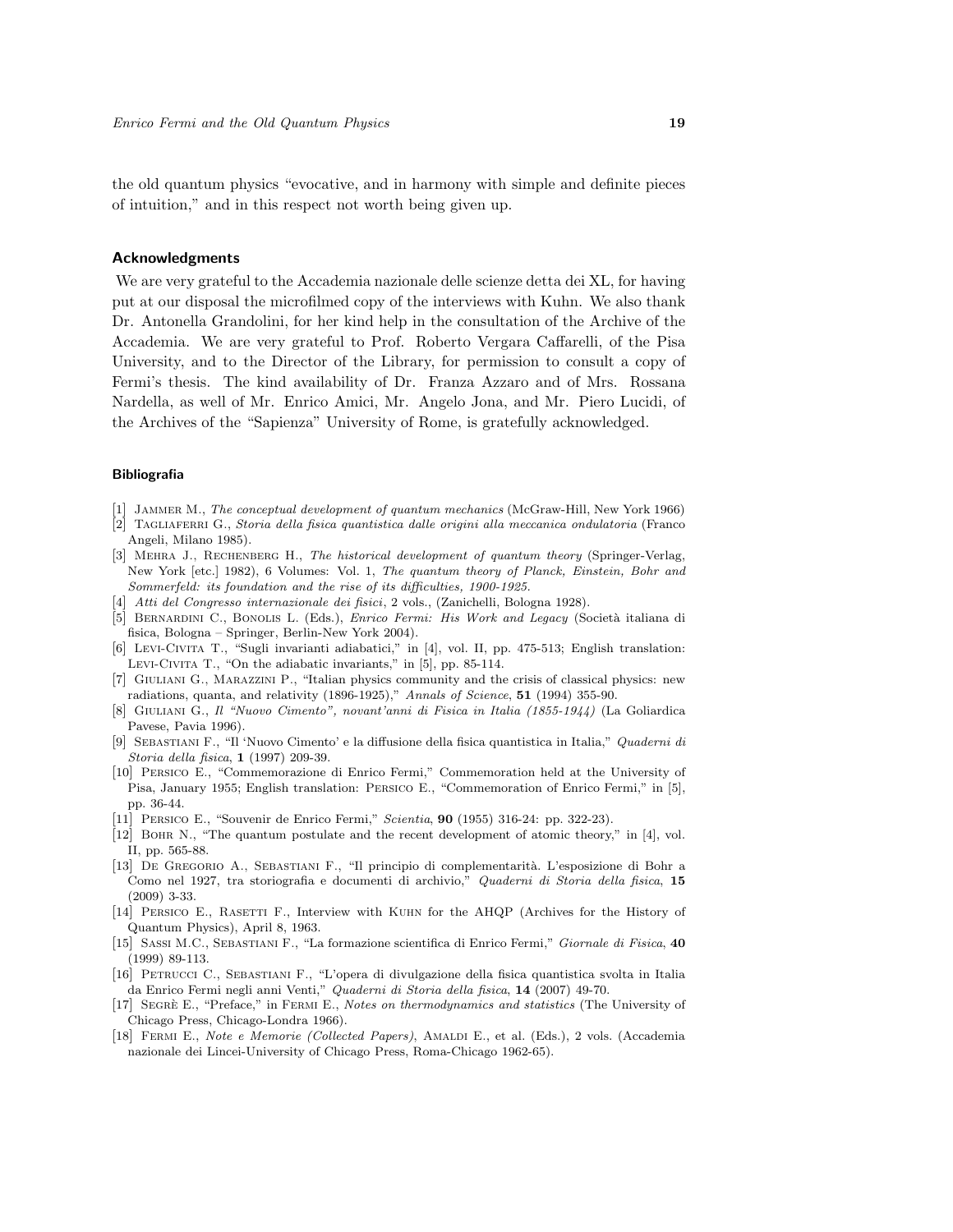the old quantum physics "evocative, and in harmony with simple and definite pieces of intuition," and in this respect not worth being given up.

## Acknowledgments

We are very grateful to the Accademia nazionale delle scienze detta dei XL, for having put at our disposal the microfilmed copy of the interviews with Kuhn. We also thank Dr. Antonella Grandolini, for her kind help in the consultation of the Archive of the Accademia. We are very grateful to Prof. Roberto Vergara Caffarelli, of the Pisa University, and to the Director of the Library, for permission to consult a copy of Fermi's thesis. The kind availability of Dr. Franza Azzaro and of Mrs. Rossana Nardella, as well of Mr. Enrico Amici, Mr. Angelo Jona, and Mr. Piero Lucidi, of the Archives of the "Sapienza" University of Rome, is gratefully acknowledged.

## Bibliografia

[1] Jammer M., *The conceptual development of quantum mechanics* (McGraw-Hill, New York 1966)

[2] Tagliaferri G., *Storia della fisica quantistica dalle origini alla meccanica ondulatoria* (Franco Angeli, Milano 1985).

[3] Mehra J., Rechenberg H., *The historical development of quantum theory* (Springer-Verlag, New York [etc.] 1982), 6 Volumes: Vol. 1, *The quantum theory of Planck, Einstein, Bohr and Sommerfeld: its foundation and the rise of its difficulties, 1900-1925.*

[4] *Atti del Congresso internazionale dei fisici*, 2 vols., (Zanichelli, Bologna 1928).

[5] Bernardini C., Bonolis L. (Eds.), *Enrico Fermi: His Work and Legacy* (Società italiana di fisica, Bologna – Springer, Berlin-New York 2004).

[6] Levi-Civita T., "Sugli invarianti adiabatici," in [4], vol. II, pp. 475-513; English translation: Levi-Civita T., "On the adiabatic invariants," in [5], pp. 85-114.

[7] Giuliani G., Marazzini P., "Italian physics community and the crisis of classical physics: new radiations, quanta, and relativity (1896-1925)," *Annals of Science*, **51** (1994) 355-90.

[8] Giuliani G., *Il "Nuovo Cimento", novant'anni di Fisica in Italia (1855-1944)* (La Goliardica Pavese, Pavia 1996).

[9] Sebastiani F., "Il 'Nuovo Cimento' e la diffusione della fisica quantistica in Italia," *Quaderni di Storia della fisica*, **1** (1997) 209-39.

[10] Persico E., "Commemorazione di Enrico Fermi," Commemoration held at the University of Pisa, January 1955; English translation: Persico E., "Commemoration of Enrico Fermi," in [5], pp. 36-44.

[11] Persico E., "Souvenir de Enrico Fermi," *Scientia*, **90** (1955) 316-24: pp. 322-23).

[12] Bohr N., "The quantum postulate and the recent development of atomic theory," in [4], vol. II, pp. 565-88.

[13] De Gregorio A., Sebastiani F., "Il principio di complementarità. L'esposizione di Bohr a Como nel 1927, tra storiografia e documenti di archivio," *Quaderni di Storia della fisica*, **15** (2009) 3-33.

[14] Persico E., Rasetti F., Interview with Kuhn for the AHQP (Archives for the History of Quantum Physics), April 8, 1963.

[15] Sassi M.C., Sebastiani F., "La formazione scientifica di Enrico Fermi," *Giornale di Fisica*, **40** (1999) 89-113.

[16] Petrucci C., Sebastiani F., "L'opera di divulgazione della fisica quantistica svolta in Italia da Enrico Fermi negli anni Venti," *Quaderni di Storia della fisica*, **14** (2007) 49-70.

[17] Segrè E., "Preface," in Fermi E., *Notes on thermodynamics and statistics* (The University of Chicago Press, Chicago-Londra 1966).

[18] Fermi E., *Note e Memorie (Collected Papers)*, Amaldi E., et al. (Eds.), 2 vols. (Accademia nazionale dei Lincei-University of Chicago Press, Roma-Chicago 1962-65).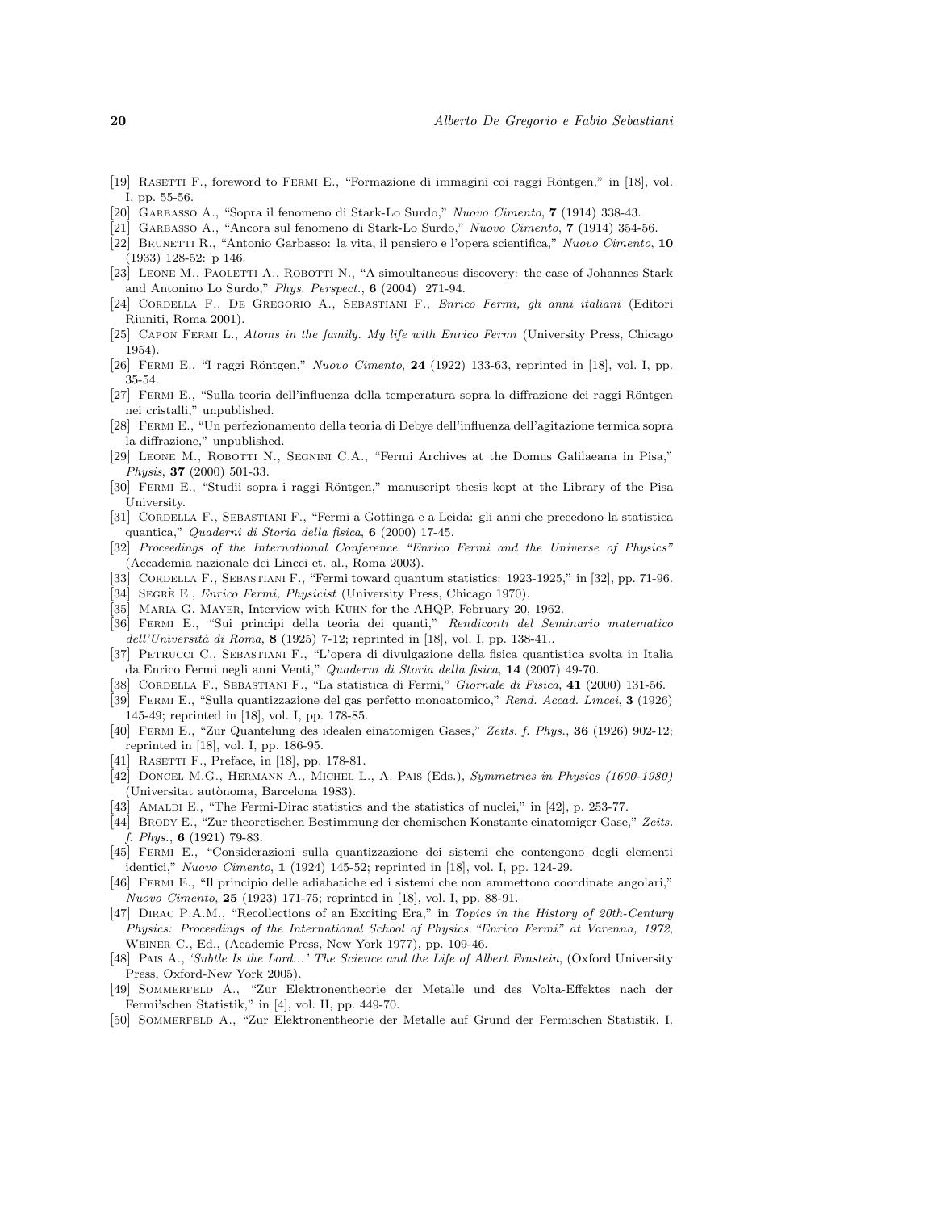[19] Rasetti F., foreword to Fermi E., "Formazione di immagini coi raggi Röntgen," in [18], vol. I, pp. 55-56.

[20] Garbasso A., "Sopra il fenomeno di Stark-Lo Surdo," *Nuovo Cimento*, **7** (1914) 338-43.

[21] Garbasso A., "Ancora sul fenomeno di Stark-Lo Surdo," *Nuovo Cimento*, **7** (1914) 354-56.

[22] Brunetti R., "Antonio Garbasso: la vita, il pensiero e l'opera scientifica," *Nuovo Cimento*, **10** (1933) 128-52: p 146.

[23] Leone M., Paoletti A., Robotti N., "A simoultaneous discovery: the case of Johannes Stark and Antonino Lo Surdo," *Phys. Perspect.*, **6** (2004) 271-94.

[24] Cordella F., De Gregorio A., Sebastiani F., *Enrico Fermi, gli anni italiani* (Editori Riuniti, Roma 2001).

[25] Capon Fermi L., *Atoms in the family. My life with Enrico Fermi* (University Press, Chicago 1954).

[26] Fermi E., "I raggi Röntgen," *Nuovo Cimento*, **24** (1922) 133-63, reprinted in [18], vol. I, pp. 35-54.

[27] Fermi E., "Sulla teoria dell'influenza della temperatura sopra la diffrazione dei raggi Röntgen nei cristalli," unpublished.

[28] Fermi E., "Un perfezionamento della teoria di Debye dell'influenza dell'agitazione termica sopra la diffrazione," unpublished.

[29] Leone M., Robotti N., Segnini C.A., "Fermi Archives at the Domus Galilaeana in Pisa," *Physis*, **37** (2000) 501-33.

[30] Fermi E., "Studii sopra i raggi Röntgen," manuscript thesis kept at the Library of the Pisa University.

[31] Cordella F., Sebastiani F., "Fermi a Gottinga e a Leida: gli anni che precedono la statistica quantica," *Quaderni di Storia della fisica*, **6** (2000) 17-45.

[32] *Proceedings of the International Conference "Enrico Fermi and the Universe of Physics"* (Accademia nazionale dei Lincei et. al., Roma 2003).

[33] Cordella F., Sebastiani F., "Fermi toward quantum statistics: 1923-1925," in [32], pp. 71-96.

[34] Segrè E., *Enrico Fermi, Physicist* (University Press, Chicago 1970).

[35] Maria G. Mayer, Interview with Kuhn for the AHQP, February 20, 1962.

[36] Fermi E., "Sui principi della teoria dei quanti," *Rendiconti del Seminario matematico dell'Università di Roma*, **8** (1925) 7-12; reprinted in [18], vol. I, pp. 138-41..

[37] Petrucci C., Sebastiani F., "L'opera di divulgazione della fisica quantistica svolta in Italia da Enrico Fermi negli anni Venti," *Quaderni di Storia della fisica*, **14** (2007) 49-70.

[38] Cordella F., Sebastiani F., "La statistica di Fermi," *Giornale di Fisica*, **41** (2000) 131-56.

[39] Fermi E., "Sulla quantizzazione del gas perfetto monoatomico," *Rend. Accad. Lincei*, **3** (1926) 145-49; reprinted in [18], vol. I, pp. 178-85.

[40] Fermi E., "Zur Quantelung des idealen einatomigen Gases," *Zeits. f. Phys.*, **36** (1926) 902-12; reprinted in [18], vol. I, pp. 186-95.

[41] Rasetti F., Preface, in [18], pp. 178-81.

[42] Doncel M.G., Hermann A., Michel L., A. Pais (Eds.), *Symmetries in Physics (1600-1980)* (Universitat autònoma, Barcelona 1983).

[43] Amaldi E., "The Fermi-Dirac statistics and the statistics of nuclei," in [42], p. 253-77.

[44] Brody E., "Zur theoretischen Bestimmung der chemischen Konstante einatomiger Gase," *Zeits. f. Phys.*, **6** (1921) 79-83.

[45] Fermi E., "Considerazioni sulla quantizzazione dei sistemi che contengono degli elementi identici," *Nuovo Cimento*, **1** (1924) 145-52; reprinted in [18], vol. I, pp. 124-29.

[46] Fermi E., "Il principio delle adiabatiche ed i sistemi che non ammettono coordinate angolari," *Nuovo Cimento*, **25** (1923) 171-75; reprinted in [18], vol. I, pp. 88-91.

[47] Dirac P.A.M., "Recollections of an Exciting Era," in *Topics in the History of 20th-Century Physics: Proceedings of the International School of Physics "Enrico Fermi" at Varenna, 1972*, Weiner C., Ed., (Academic Press, New York 1977), pp. 109-46.

[48] Pais A., *'Subtle Is the Lord...' The Science and the Life of Albert Einstein*, (Oxford University Press, Oxford-New York 2005).

[49] Sommerfeld A., "Zur Elektronentheorie der Metalle und des Volta-Effektes nach der Fermi'schen Statistik," in [4], vol. II, pp. 449-70.

[50] Sommerfeld A., "Zur Elektronentheorie der Metalle auf Grund der Fermischen Statistik. I.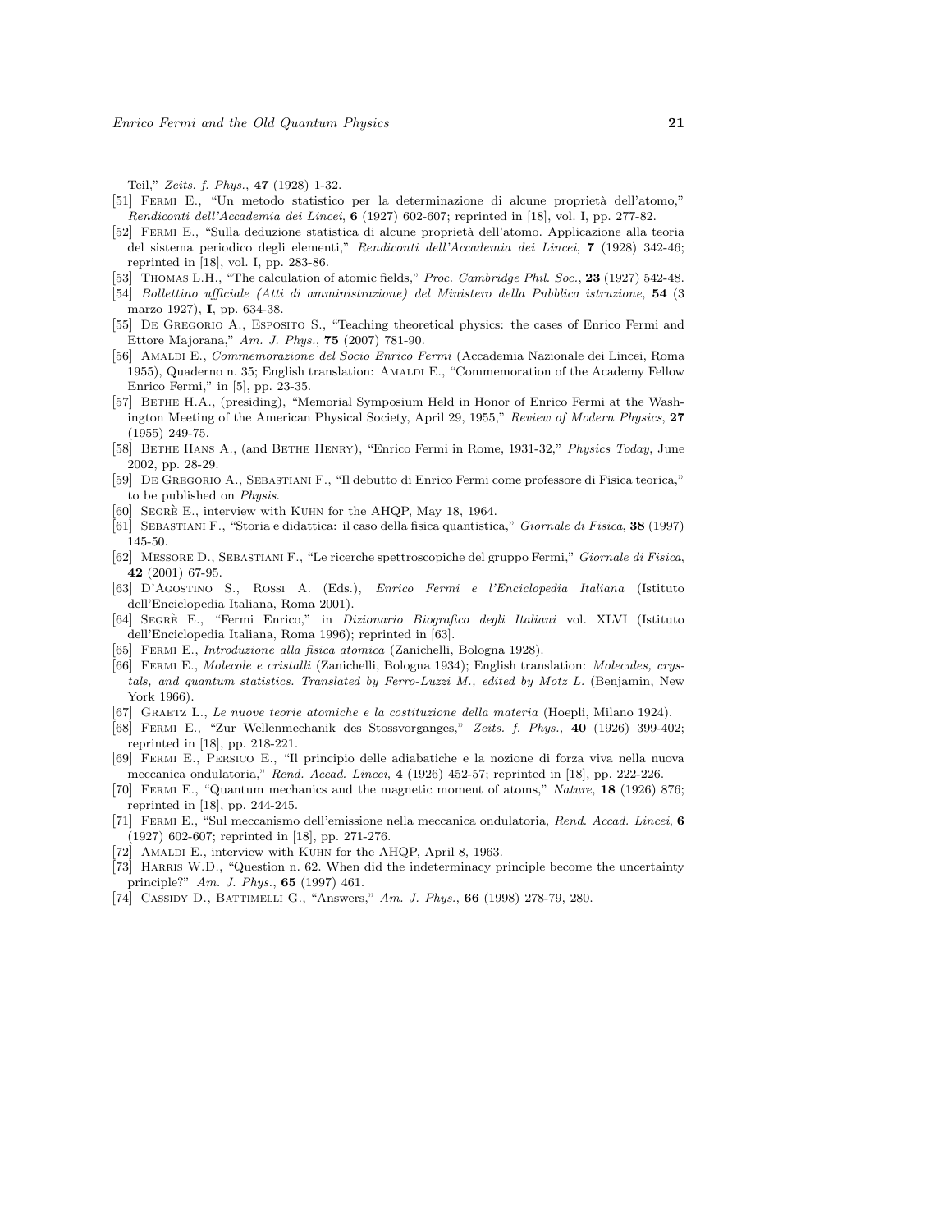Teil," *Zeits. f. Phys.*, **47** (1928) 1-32.

[51] Fermi E., "Un metodo statistico per la determinazione di alcune proprietà dell'atomo," *Rendiconti dell'Accademia dei Lincei*, **6** (1927) 602-607; reprinted in [18], vol. I, pp. 277-82.

[52] Fermi E., "Sulla deduzione statistica di alcune proprietà dell'atomo. Applicazione alla teoria del sistema periodico degli elementi," *Rendiconti dell'Accademia dei Lincei*, **7** (1928) 342-46; reprinted in [18], vol. I, pp. 283-86.

[53] Thomas L.H., "The calculation of atomic fields," *Proc. Cambridge Phil. Soc.*, **23** (1927) 542-48.

[54] *Bollettino ufficiale (Atti di amministrazione) del Ministero della Pubblica istruzione*, **54** (3 marzo 1927), **I**, pp. 634-38.

[55] De Gregorio A., Esposito S., "Teaching theoretical physics: the cases of Enrico Fermi and Ettore Majorana," *Am. J. Phys.*, **75** (2007) 781-90.

[56] Amaldi E., *Commemorazione del Socio Enrico Fermi* (Accademia Nazionale dei Lincei, Roma 1955), Quaderno n. 35; English translation: Amaldi E., "Commemoration of the Academy Fellow Enrico Fermi," in [5], pp. 23-35.

[57] Bethe H.A., (presiding), "Memorial Symposium Held in Honor of Enrico Fermi at the Washington Meeting of the American Physical Society, April 29, 1955," *Review of Modern Physics*, **27** (1955) 249-75.

[58] Bethe Hans A., (and Bethe Henry), "Enrico Fermi in Rome, 1931-32," *Physics Today*, June 2002, pp. 28-29.

[59] De Gregorio A., Sebastiani F., "Il debutto di Enrico Fermi come professore di Fisica teorica," to be published on *Physis*.

[60] Segrè E., interview with Kuhn for the AHQP, May 18, 1964.

[61] Sebastiani F., "Storia e didattica: il caso della fisica quantistica," *Giornale di Fisica*, **38** (1997) 145-50.

[62] Messore D., Sebastiani F., "Le ricerche spettroscopiche del gruppo Fermi," *Giornale di Fisica*, **42** (2001) 67-95.

[63] D'Agostino S., Rossi A. (Eds.), *Enrico Fermi e l'Enciclopedia Italiana* (Istituto dell'Enciclopedia Italiana, Roma 2001).

[64] Segrè E., "Fermi Enrico," in *Dizionario Biografico degli Italiani* vol. XLVI (Istituto dell'Enciclopedia Italiana, Roma 1996); reprinted in [63].

[65] Fermi E., *Introduzione alla fisica atomica* (Zanichelli, Bologna 1928).

[66] Fermi E., *Molecole e cristalli* (Zanichelli, Bologna 1934); English translation: *Molecules, crystals, and quantum statistics. Translated by Ferro-Luzzi M., edited by Motz L.* (Benjamin, New York 1966).

[67] Graetz L., *Le nuove teorie atomiche e la costituzione della materia* (Hoepli, Milano 1924).

[68] Fermi E., "Zur Wellenmechanik des Stossvorganges," *Zeits. f. Phys.*, **40** (1926) 399-402; reprinted in [18], pp. 218-221.

[69] Fermi E., Persico E., "Il principio delle adiabatiche e la nozione di forza viva nella nuova meccanica ondulatoria," *Rend. Accad. Lincei*, **4** (1926) 452-57; reprinted in [18], pp. 222-226.

[70] Fermi E., "Quantum mechanics and the magnetic moment of atoms," *Nature*, **18** (1926) 876; reprinted in [18], pp. 244-245.

[71] Fermi E., "Sul meccanismo dell'emissione nella meccanica ondulatoria, *Rend. Accad. Lincei*, **6** (1927) 602-607; reprinted in [18], pp. 271-276.

[72] Amaldi E., interview with Kuhn for the AHQP, April 8, 1963.

[73] Harris W.D., "Question n. 62. When did the indeterminacy principle become the uncertainty principle?" *Am. J. Phys.*, **65** (1997) 461.

[74] Cassidy D., Battimelli G., "Answers," *Am. J. Phys.*, **66** (1998) 278-79, 280.